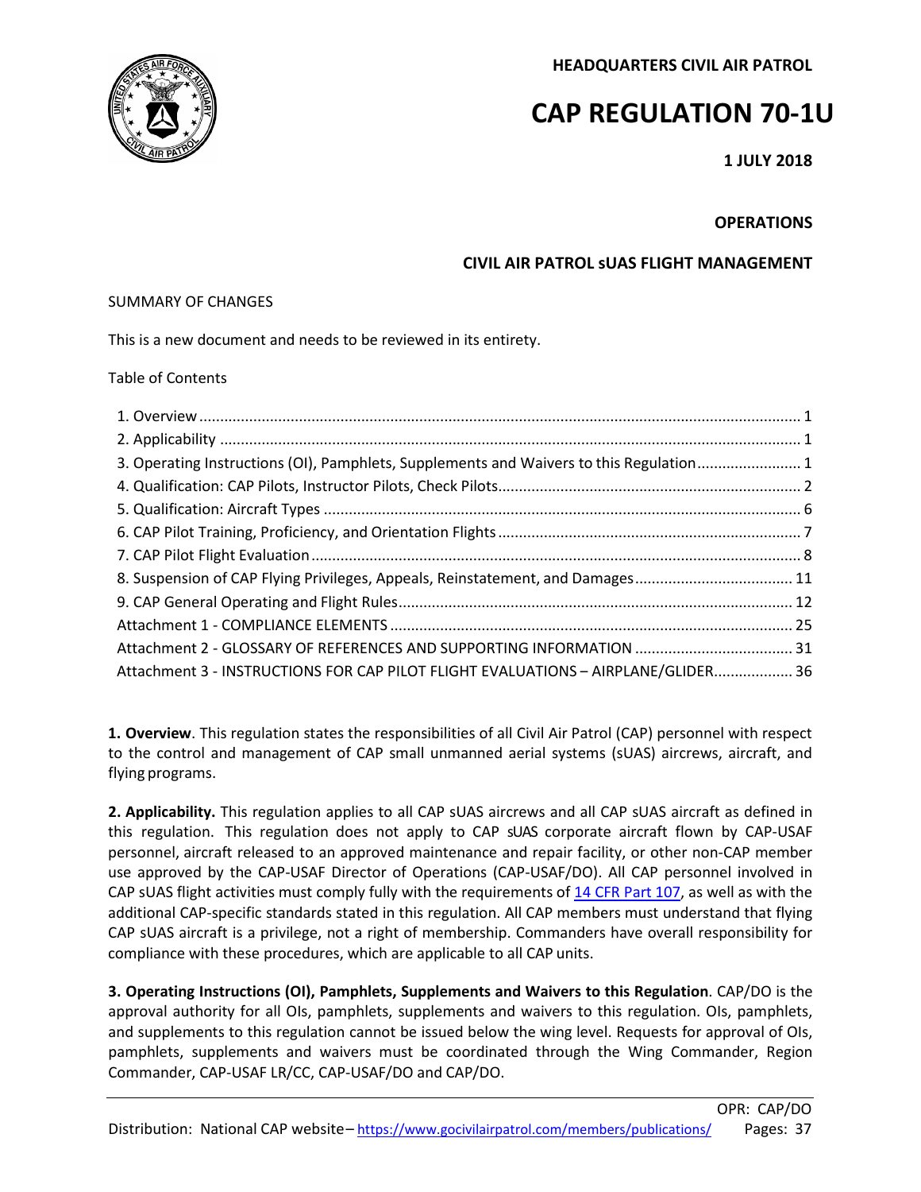**HEADQUARTERS CIVIL AIR PATROL**

# CAP REGULATION 70-1U

**1 JULY 2018**

**OPERATIONS**

**CIVIL AIR PATROL sUAS FLIGHT MANAGEMENT**

SUMMARY OF CHANGES

This is a new document and needs to be reviewed in its entirety.

Table of Contents

1. Overview ........ 1
2. Applicability ........ 1
3. Operating Instructions (OI), Pamphlets, Supplements and Waivers to this Regulation ........ 1
4. Qualification: CAP Pilots, Instructor Pilots, Check Pilots ........ 2
5. Qualification: Aircraft Types ........ 6
6. CAP Pilot Training, Proficiency, and Orientation Flights ........ 7
7. CAP Pilot Flight Evaluation ........ 8
8. Suspension of CAP Flying Privileges, Appeals, Reinstatement, and Damages ........ 11
9. CAP General Operating and Flight Rules ........ 12

Attachment 1 - COMPLIANCE ELEMENTS ........ 25

Attachment 2 - GLOSSARY OF REFERENCES AND SUPPORTING INFORMATION ........ 31

Attachment 3 - INSTRUCTIONS FOR CAP PILOT FLIGHT EVALUATIONS – AIRPLANE/GLIDER ........ 36

**1. Overview**. This regulation states the responsibilities of all Civil Air Patrol (CAP) personnel with respect to the control and management of CAP small unmanned aerial systems (sUAS) aircrews, aircraft, and flying programs.

**2. Applicability.** This regulation applies to all CAP sUAS aircrews and all CAP sUAS aircraft as defined in this regulation. This regulation does not apply to CAP sUAS corporate aircraft flown by CAP-USAF personnel, aircraft released to an approved maintenance and repair facility, or other non-CAP member use approved by the CAP-USAF Director of Operations (CAP-USAF/DO). All CAP personnel involved in CAP sUAS flight activities must comply fully with the requirements of 14 CFR Part 107, as well as with the additional CAP-specific standards stated in this regulation. All CAP members must understand that flying CAP sUAS aircraft is a privilege, not a right of membership. Commanders have overall responsibility for compliance with these procedures, which are applicable to all CAP units.

**3. Operating Instructions (OI), Pamphlets, Supplements and Waivers to this Regulation**. CAP/DO is the approval authority for all OIs, pamphlets, supplements and waivers to this regulation. OIs, pamphlets, and supplements to this regulation cannot be issued below the wing level. Requests for approval of OIs, pamphlets, supplements and waivers must be coordinated through the Wing Commander, Region Commander, CAP-USAF LR/CC, CAP-USAF/DO and CAP/DO.

OPR: CAP/DO

Distribution: National CAP website – https://www.gocivilairpatrol.com/members/publications/ Pages: 37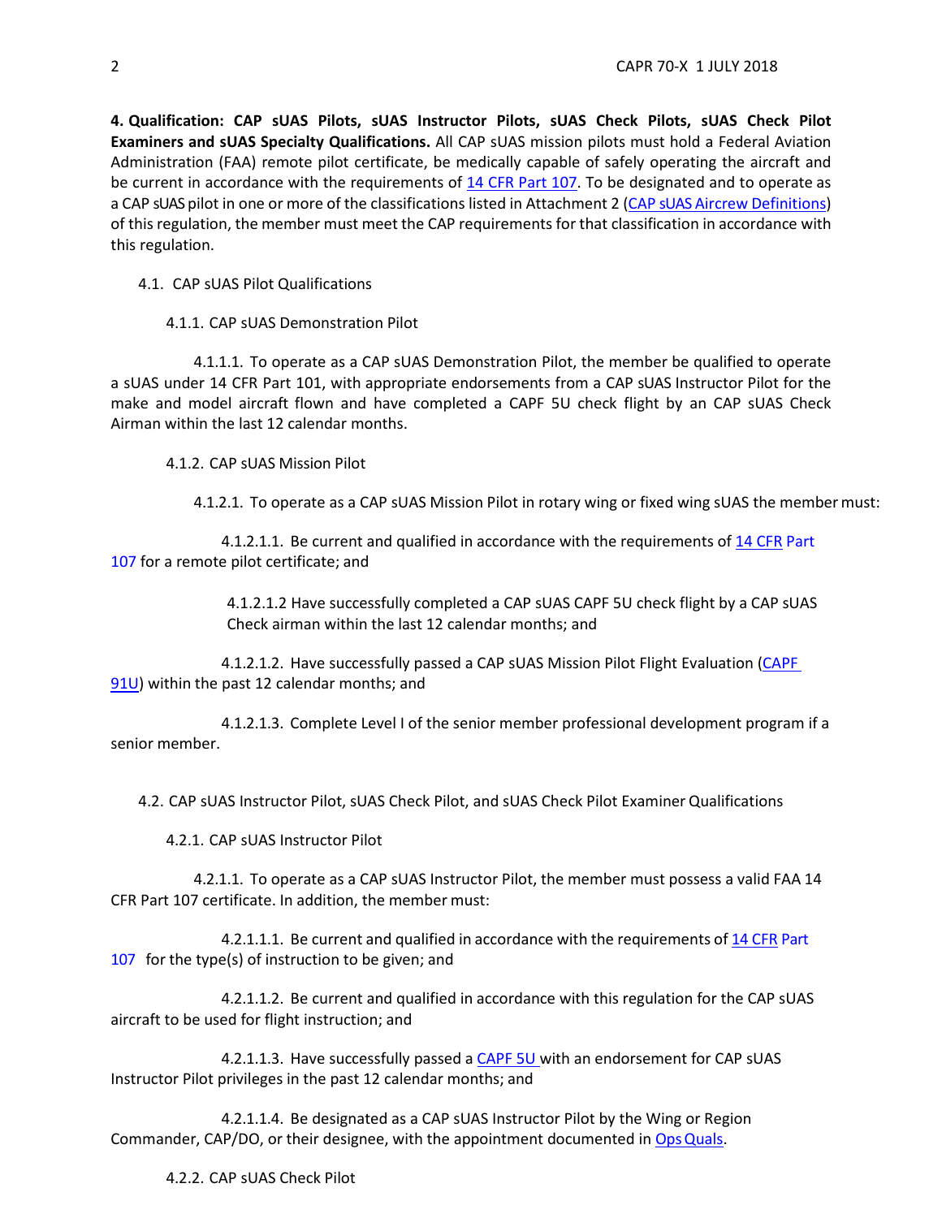**4. Qualification: CAP sUAS Pilots, sUAS Instructor Pilots, sUAS Check Pilots, sUAS Check Pilot Examiners and sUAS Specialty Qualifications.** All CAP sUAS mission pilots must hold a Federal Aviation Administration (FAA) remote pilot certificate, be medically capable of safely operating the aircraft and be current in accordance with the requirements of 14 CFR Part 107. To be designated and to operate as a CAP sUAS pilot in one or more of the classifications listed in Attachment 2 (CAP sUAS Aircrew Definitions) of this regulation, the member must meet the CAP requirements for that classification in accordance with this regulation.

4.1. CAP sUAS Pilot Qualifications

4.1.1. CAP sUAS Demonstration Pilot

4.1.1.1. To operate as a CAP sUAS Demonstration Pilot, the member be qualified to operate a sUAS under 14 CFR Part 101, with appropriate endorsements from a CAP sUAS Instructor Pilot for the make and model aircraft flown and have completed a CAPF 5U check flight by an CAP sUAS Check Airman within the last 12 calendar months.

4.1.2. CAP sUAS Mission Pilot

4.1.2.1. To operate as a CAP sUAS Mission Pilot in rotary wing or fixed wing sUAS the member must:

4.1.2.1.1. Be current and qualified in accordance with the requirements of 14 CFR Part 107 for a remote pilot certificate; and

4.1.2.1.2 Have successfully completed a CAP sUAS CAPF 5U check flight by a CAP sUAS Check airman within the last 12 calendar months; and

4.1.2.1.2. Have successfully passed a CAP sUAS Mission Pilot Flight Evaluation (CAPF 91U) within the past 12 calendar months; and

4.1.2.1.3. Complete Level I of the senior member professional development program if a senior member.

4.2. CAP sUAS Instructor Pilot, sUAS Check Pilot, and sUAS Check Pilot Examiner Qualifications

4.2.1. CAP sUAS Instructor Pilot

4.2.1.1. To operate as a CAP sUAS Instructor Pilot, the member must possess a valid FAA 14 CFR Part 107 certificate. In addition, the member must:

4.2.1.1.1. Be current and qualified in accordance with the requirements of 14 CFR Part 107 for the type(s) of instruction to be given; and

4.2.1.1.2. Be current and qualified in accordance with this regulation for the CAP sUAS aircraft to be used for flight instruction; and

4.2.1.1.3. Have successfully passed a CAPF 5U with an endorsement for CAP sUAS Instructor Pilot privileges in the past 12 calendar months; and

4.2.1.1.4. Be designated as a CAP sUAS Instructor Pilot by the Wing or Region Commander, CAP/DO, or their designee, with the appointment documented in Ops Quals.

4.2.2. CAP sUAS Check Pilot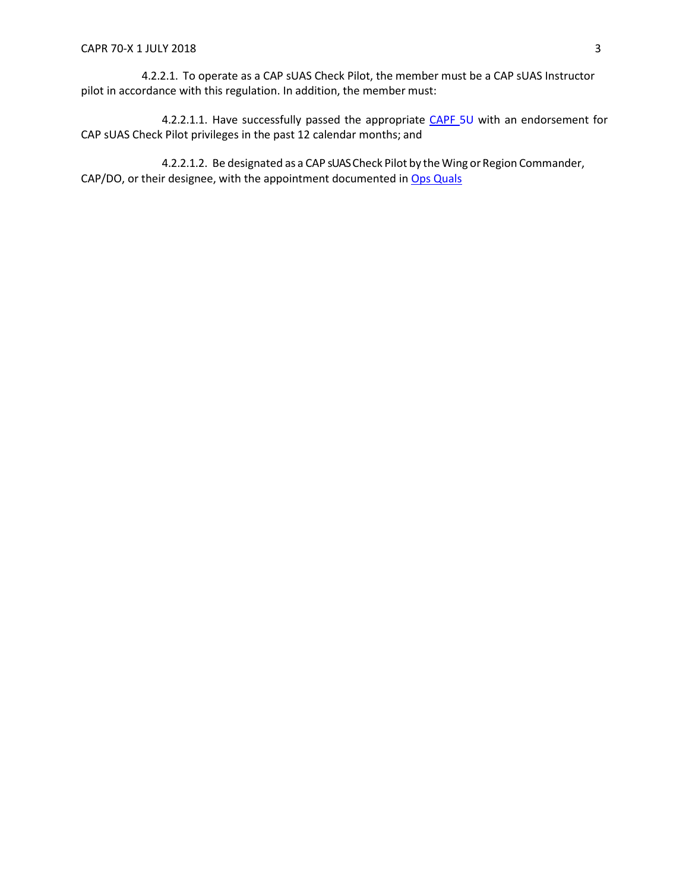4.2.2.1. To operate as a CAP sUAS Check Pilot, the member must be a CAP sUAS Instructor pilot in accordance with this regulation. In addition, the member must:

4.2.2.1.1. Have successfully passed the appropriate CAPF 5U with an endorsement for CAP sUAS Check Pilot privileges in the past 12 calendar months; and

4.2.2.1.2. Be designated as a CAP sUAS Check Pilot by the Wing or Region Commander, CAP/DO, or their designee, with the appointment documented in Ops Quals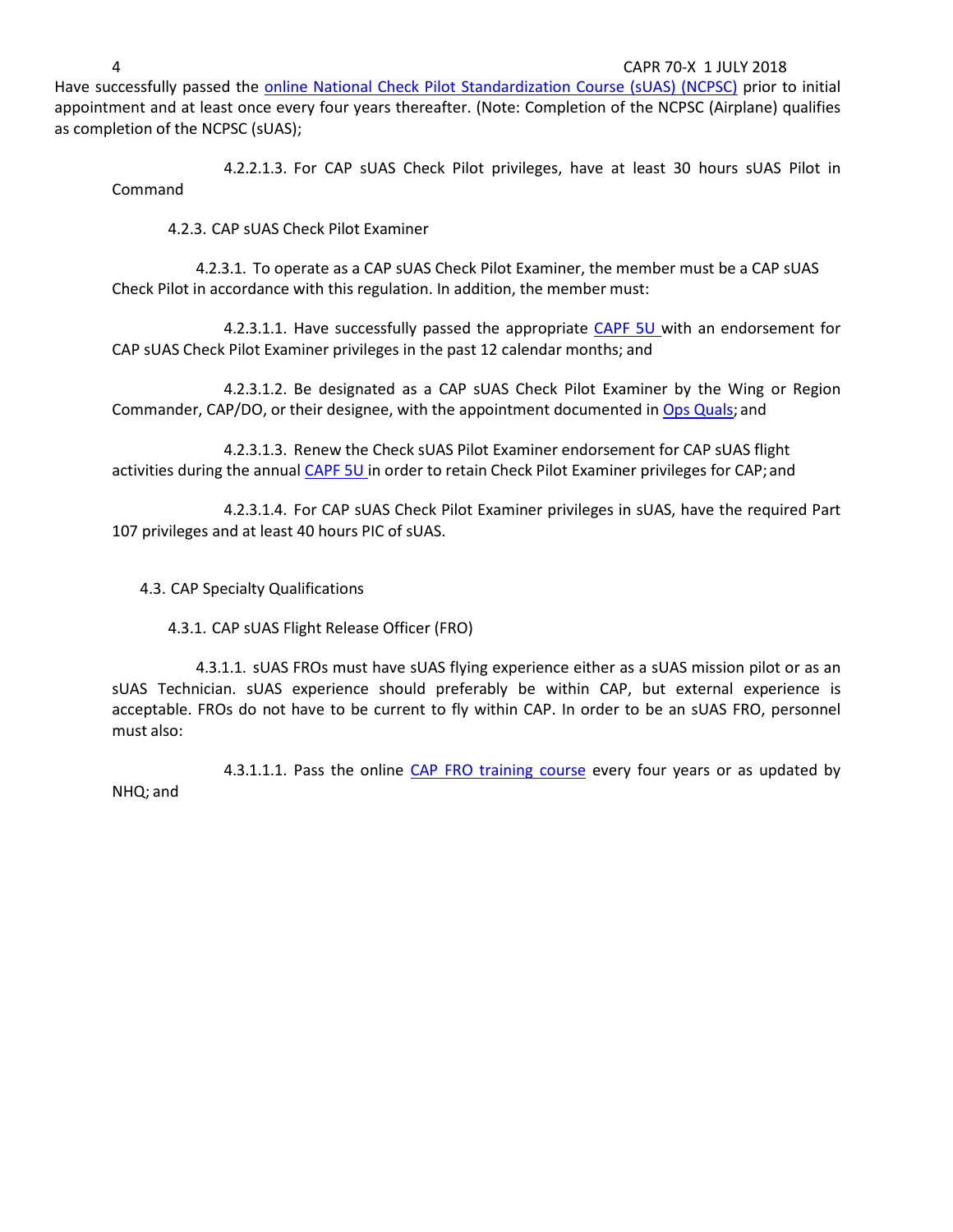Have successfully passed the online National Check Pilot Standardization Course (sUAS) (NCPSC) prior to initial appointment and at least once every four years thereafter. (Note: Completion of the NCPSC (Airplane) qualifies as completion of the NCPSC (sUAS);

4.2.2.1.3. For CAP sUAS Check Pilot privileges, have at least 30 hours sUAS Pilot in Command

4.2.3. CAP sUAS Check Pilot Examiner

4.2.3.1. To operate as a CAP sUAS Check Pilot Examiner, the member must be a CAP sUAS Check Pilot in accordance with this regulation. In addition, the member must:

4.2.3.1.1. Have successfully passed the appropriate CAPF 5U with an endorsement for CAP sUAS Check Pilot Examiner privileges in the past 12 calendar months; and

4.2.3.1.2. Be designated as a CAP sUAS Check Pilot Examiner by the Wing or Region Commander, CAP/DO, or their designee, with the appointment documented in Ops Quals; and

4.2.3.1.3. Renew the Check sUAS Pilot Examiner endorsement for CAP sUAS flight activities during the annual CAPF 5U in order to retain Check Pilot Examiner privileges for CAP; and

4.2.3.1.4. For CAP sUAS Check Pilot Examiner privileges in sUAS, have the required Part 107 privileges and at least 40 hours PIC of sUAS.

4.3. CAP Specialty Qualifications

4.3.1. CAP sUAS Flight Release Officer (FRO)

4.3.1.1. sUAS FROs must have sUAS flying experience either as a sUAS mission pilot or as an sUAS Technician. sUAS experience should preferably be within CAP, but external experience is acceptable. FROs do not have to be current to fly within CAP. In order to be an sUAS FRO, personnel must also:

4.3.1.1.1. Pass the online CAP FRO training course every four years or as updated by NHQ; and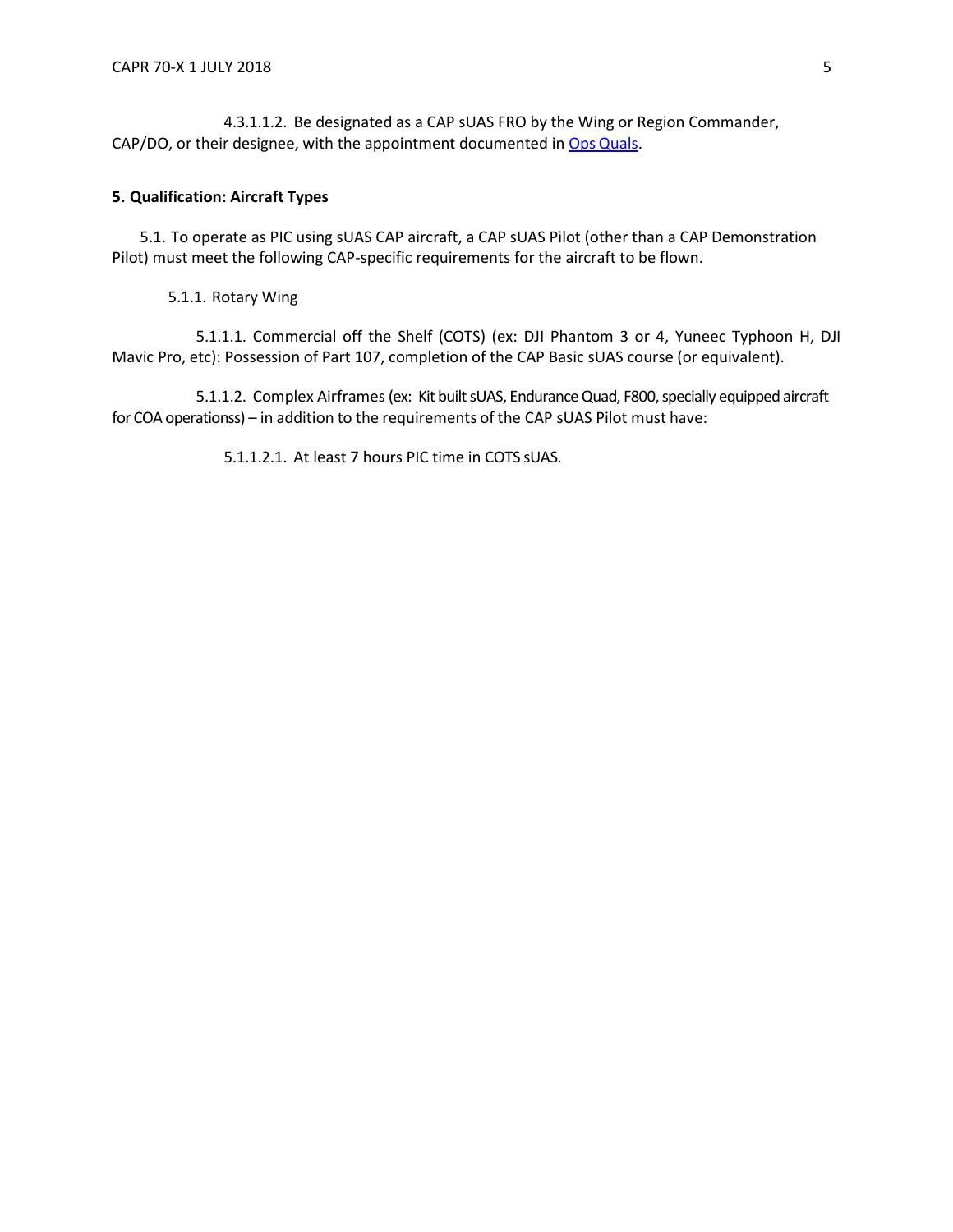4.3.1.1.2. Be designated as a CAP sUAS FRO by the Wing or Region Commander, CAP/DO, or their designee, with the appointment documented in [Ops Quals](Ops Quals).

**5. Qualification: Aircraft Types**

5.1. To operate as PIC using sUAS CAP aircraft, a CAP sUAS Pilot (other than a CAP Demonstration Pilot) must meet the following CAP-specific requirements for the aircraft to be flown.

5.1.1. Rotary Wing

5.1.1.1. Commercial off the Shelf (COTS) (ex: DJI Phantom 3 or 4, Yuneec Typhoon H, DJI Mavic Pro, etc): Possession of Part 107, completion of the CAP Basic sUAS course (or equivalent).

5.1.1.2. Complex Airframes (ex: Kit built sUAS, Endurance Quad, F800, specially equipped aircraft for COA operationss) – in addition to the requirements of the CAP sUAS Pilot must have:

5.1.1.2.1. At least 7 hours PIC time in COTS sUAS.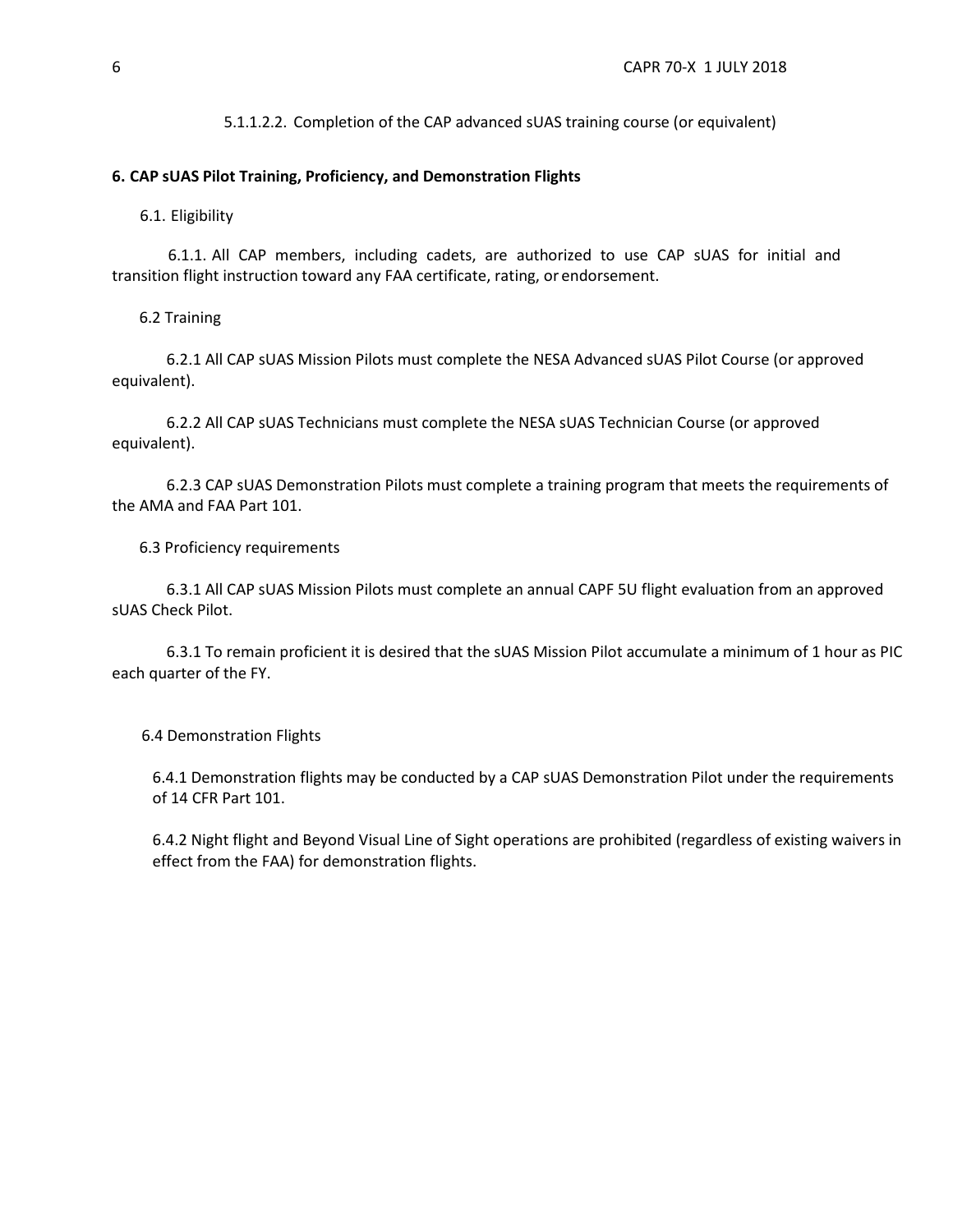5.1.1.2.2. Completion of the CAP advanced sUAS training course (or equivalent)

**6. CAP sUAS Pilot Training, Proficiency, and Demonstration Flights**

6.1. Eligibility

6.1.1. All CAP members, including cadets, are authorized to use CAP sUAS for initial and transition flight instruction toward any FAA certificate, rating, or endorsement.

6.2 Training

6.2.1 All CAP sUAS Mission Pilots must complete the NESA Advanced sUAS Pilot Course (or approved equivalent).

6.2.2 All CAP sUAS Technicians must complete the NESA sUAS Technician Course (or approved equivalent).

6.2.3 CAP sUAS Demonstration Pilots must complete a training program that meets the requirements of the AMA and FAA Part 101.

6.3 Proficiency requirements

6.3.1 All CAP sUAS Mission Pilots must complete an annual CAPF 5U flight evaluation from an approved sUAS Check Pilot.

6.3.1 To remain proficient it is desired that the sUAS Mission Pilot accumulate a minimum of 1 hour as PIC each quarter of the FY.

6.4 Demonstration Flights

6.4.1 Demonstration flights may be conducted by a CAP sUAS Demonstration Pilot under the requirements of 14 CFR Part 101.

6.4.2 Night flight and Beyond Visual Line of Sight operations are prohibited (regardless of existing waivers in effect from the FAA) for demonstration flights.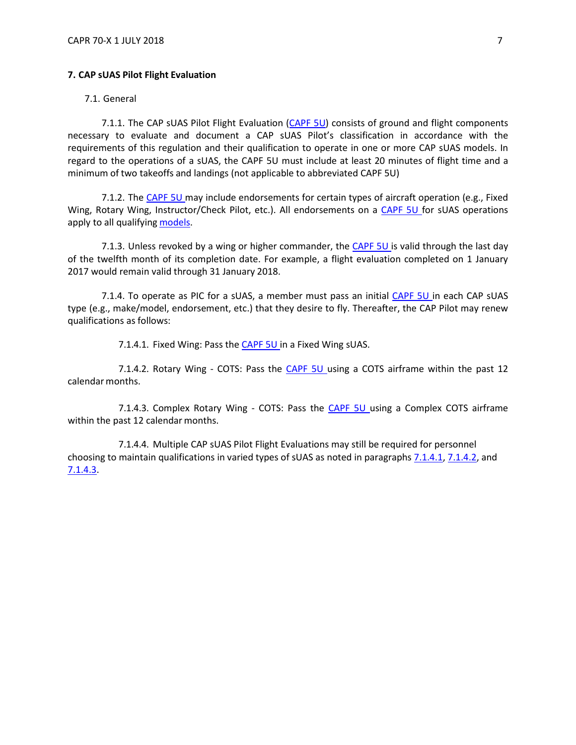## 7. CAP sUAS Pilot Flight Evaluation

7.1. General

7.1.1. The CAP sUAS Pilot Flight Evaluation (CAPF 5U) consists of ground and flight components necessary to evaluate and document a CAP sUAS Pilot's classification in accordance with the requirements of this regulation and their qualification to operate in one or more CAP sUAS models. In regard to the operations of a sUAS, the CAPF 5U must include at least 20 minutes of flight time and a minimum of two takeoffs and landings (not applicable to abbreviated CAPF 5U)

7.1.2. The CAPF 5U may include endorsements for certain types of aircraft operation (e.g., Fixed Wing, Rotary Wing, Instructor/Check Pilot, etc.). All endorsements on a CAPF 5U for sUAS operations apply to all qualifying models.

7.1.3. Unless revoked by a wing or higher commander, the CAPF 5U is valid through the last day of the twelfth month of its completion date. For example, a flight evaluation completed on 1 January 2017 would remain valid through 31 January 2018.

7.1.4. To operate as PIC for a sUAS, a member must pass an initial CAPF 5U in each CAP sUAS type (e.g., make/model, endorsement, etc.) that they desire to fly. Thereafter, the CAP Pilot may renew qualifications as follows:

7.1.4.1. Fixed Wing: Pass the CAPF 5U in a Fixed Wing sUAS.

7.1.4.2. Rotary Wing - COTS: Pass the CAPF 5U using a COTS airframe within the past 12 calendar months.

7.1.4.3. Complex Rotary Wing - COTS: Pass the CAPF 5U using a Complex COTS airframe within the past 12 calendar months.

7.1.4.4. Multiple CAP sUAS Pilot Flight Evaluations may still be required for personnel choosing to maintain qualifications in varied types of sUAS as noted in paragraphs 7.1.4.1, 7.1.4.2, and 7.1.4.3.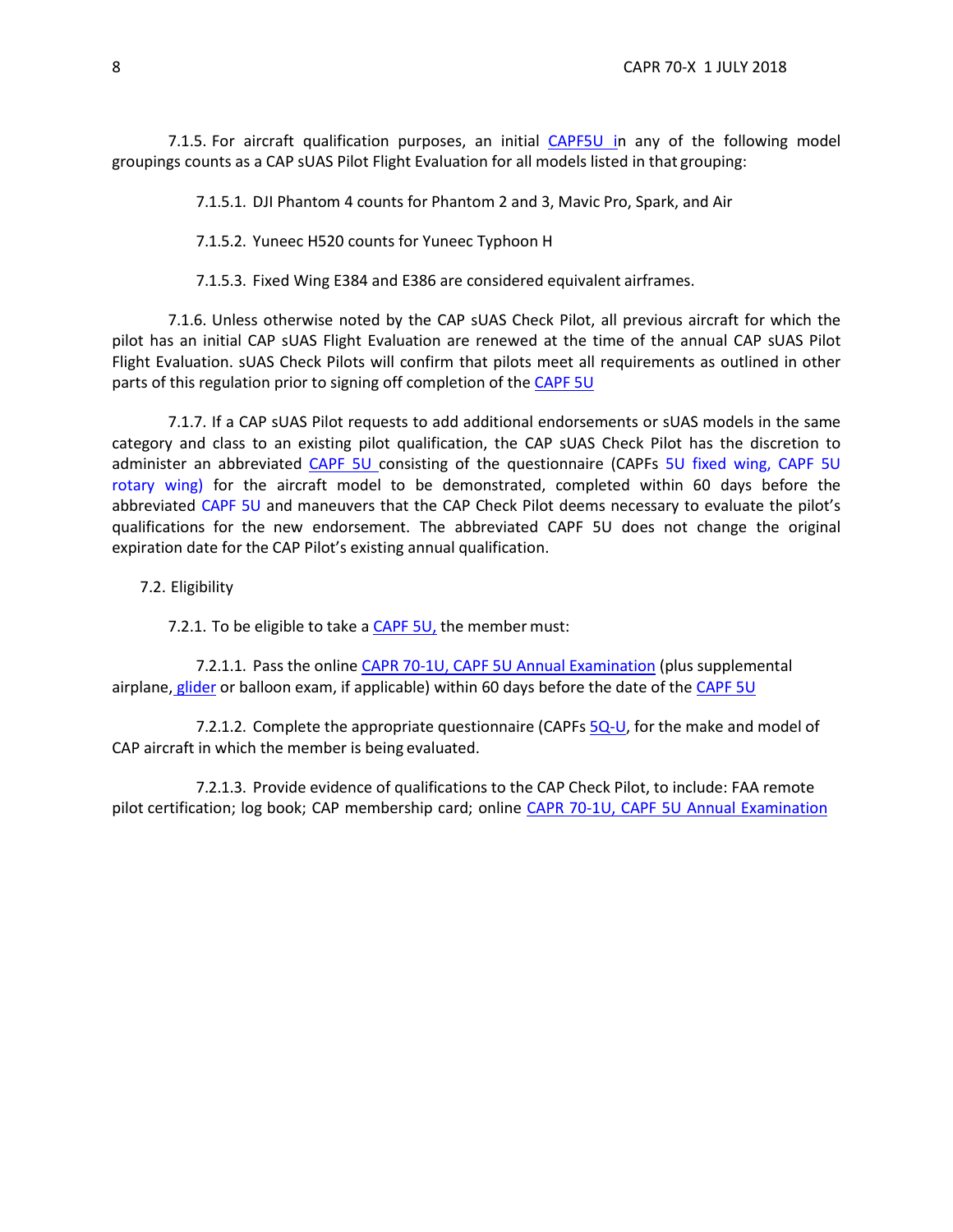7.1.5. For aircraft qualification purposes, an initial CAPF5U in any of the following model groupings counts as a CAP sUAS Pilot Flight Evaluation for all models listed in that grouping:

7.1.5.1. DJI Phantom 4 counts for Phantom 2 and 3, Mavic Pro, Spark, and Air

7.1.5.2. Yuneec H520 counts for Yuneec Typhoon H

7.1.5.3. Fixed Wing E384 and E386 are considered equivalent airframes.

7.1.6. Unless otherwise noted by the CAP sUAS Check Pilot, all previous aircraft for which the pilot has an initial CAP sUAS Flight Evaluation are renewed at the time of the annual CAP sUAS Pilot Flight Evaluation. sUAS Check Pilots will confirm that pilots meet all requirements as outlined in other parts of this regulation prior to signing off completion of the CAPF 5U

7.1.7. If a CAP sUAS Pilot requests to add additional endorsements or sUAS models in the same category and class to an existing pilot qualification, the CAP sUAS Check Pilot has the discretion to administer an abbreviated CAPF 5U consisting of the questionnaire (CAPFs 5U fixed wing, CAPF 5U rotary wing) for the aircraft model to be demonstrated, completed within 60 days before the abbreviated CAPF 5U and maneuvers that the CAP Check Pilot deems necessary to evaluate the pilot's qualifications for the new endorsement. The abbreviated CAPF 5U does not change the original expiration date for the CAP Pilot's existing annual qualification.

7.2. Eligibility

7.2.1. To be eligible to take a CAPF 5U, the member must:

7.2.1.1. Pass the online CAPR 70-1U, CAPF 5U Annual Examination (plus supplemental airplane, glider or balloon exam, if applicable) within 60 days before the date of the CAPF 5U

7.2.1.2. Complete the appropriate questionnaire (CAPFs 5Q-U, for the make and model of CAP aircraft in which the member is being evaluated.

7.2.1.3. Provide evidence of qualifications to the CAP Check Pilot, to include: FAA remote pilot certification; log book; CAP membership card; online CAPR 70-1U, CAPF 5U Annual Examination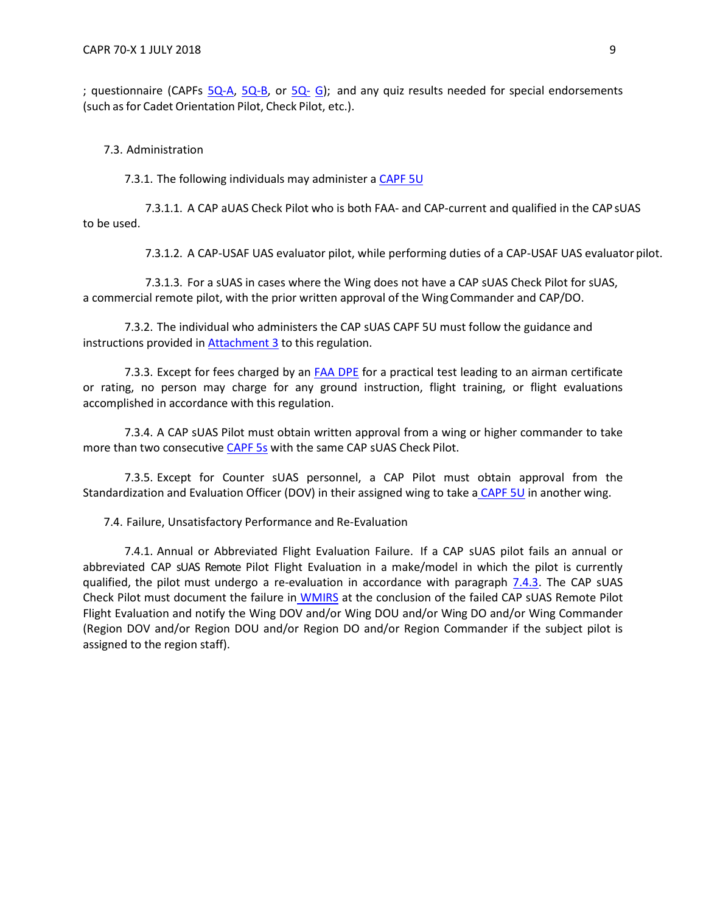; questionnaire (CAPFs 5Q-A, 5Q-B, or 5Q- G); and any quiz results needed for special endorsements (such as for Cadet Orientation Pilot, Check Pilot, etc.).

7.3. Administration

7.3.1. The following individuals may administer a CAPF 5U

7.3.1.1. A CAP aUAS Check Pilot who is both FAA- and CAP-current and qualified in the CAP sUAS to be used.

7.3.1.2. A CAP-USAF UAS evaluator pilot, while performing duties of a CAP-USAF UAS evaluator pilot.

7.3.1.3. For a sUAS in cases where the Wing does not have a CAP sUAS Check Pilot for sUAS, a commercial remote pilot, with the prior written approval of the Wing Commander and CAP/DO.

7.3.2. The individual who administers the CAP sUAS CAPF 5U must follow the guidance and instructions provided in Attachment 3 to this regulation.

7.3.3. Except for fees charged by an FAA DPE for a practical test leading to an airman certificate or rating, no person may charge for any ground instruction, flight training, or flight evaluations accomplished in accordance with this regulation.

7.3.4. A CAP sUAS Pilot must obtain written approval from a wing or higher commander to take more than two consecutive CAPF 5s with the same CAP sUAS Check Pilot.

7.3.5. Except for Counter sUAS personnel, a CAP Pilot must obtain approval from the Standardization and Evaluation Officer (DOV) in their assigned wing to take a CAPF 5U in another wing.

7.4. Failure, Unsatisfactory Performance and Re-Evaluation

7.4.1. Annual or Abbreviated Flight Evaluation Failure. If a CAP sUAS pilot fails an annual or abbreviated CAP sUAS Remote Pilot Flight Evaluation in a make/model in which the pilot is currently qualified, the pilot must undergo a re-evaluation in accordance with paragraph 7.4.3. The CAP sUAS Check Pilot must document the failure in WMIRS at the conclusion of the failed CAP sUAS Remote Pilot Flight Evaluation and notify the Wing DOV and/or Wing DOU and/or Wing DO and/or Wing Commander (Region DOV and/or Region DOU and/or Region DO and/or Region Commander if the subject pilot is assigned to the region staff).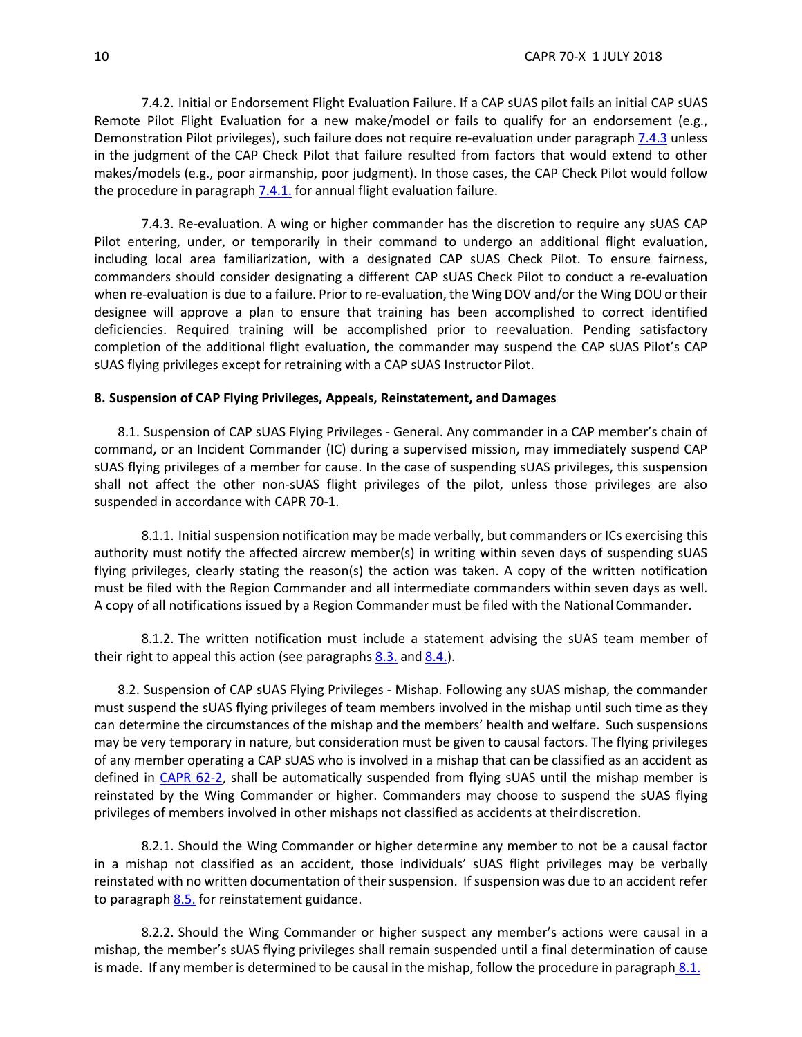7.4.2. Initial or Endorsement Flight Evaluation Failure. If a CAP sUAS pilot fails an initial CAP sUAS Remote Pilot Flight Evaluation for a new make/model or fails to qualify for an endorsement (e.g., Demonstration Pilot privileges), such failure does not require re-evaluation under paragraph 7.4.3 unless in the judgment of the CAP Check Pilot that failure resulted from factors that would extend to other makes/models (e.g., poor airmanship, poor judgment). In those cases, the CAP Check Pilot would follow the procedure in paragraph 7.4.1. for annual flight evaluation failure.

7.4.3. Re-evaluation. A wing or higher commander has the discretion to require any sUAS CAP Pilot entering, under, or temporarily in their command to undergo an additional flight evaluation, including local area familiarization, with a designated CAP sUAS Check Pilot. To ensure fairness, commanders should consider designating a different CAP sUAS Check Pilot to conduct a re-evaluation when re-evaluation is due to a failure. Prior to re-evaluation, the Wing DOV and/or the Wing DOU or their designee will approve a plan to ensure that training has been accomplished to correct identified deficiencies. Required training will be accomplished prior to reevaluation. Pending satisfactory completion of the additional flight evaluation, the commander may suspend the CAP sUAS Pilot's CAP sUAS flying privileges except for retraining with a CAP sUAS Instructor Pilot.

**8. Suspension of CAP Flying Privileges, Appeals, Reinstatement, and Damages**

8.1. Suspension of CAP sUAS Flying Privileges - General. Any commander in a CAP member's chain of command, or an Incident Commander (IC) during a supervised mission, may immediately suspend CAP sUAS flying privileges of a member for cause. In the case of suspending sUAS privileges, this suspension shall not affect the other non-sUAS flight privileges of the pilot, unless those privileges are also suspended in accordance with CAPR 70-1.

8.1.1. Initial suspension notification may be made verbally, but commanders or ICs exercising this authority must notify the affected aircrew member(s) in writing within seven days of suspending sUAS flying privileges, clearly stating the reason(s) the action was taken. A copy of the written notification must be filed with the Region Commander and all intermediate commanders within seven days as well. A copy of all notifications issued by a Region Commander must be filed with the National Commander.

8.1.2. The written notification must include a statement advising the sUAS team member of their right to appeal this action (see paragraphs 8.3. and 8.4.).

8.2. Suspension of CAP sUAS Flying Privileges - Mishap. Following any sUAS mishap, the commander must suspend the sUAS flying privileges of team members involved in the mishap until such time as they can determine the circumstances of the mishap and the members' health and welfare. Such suspensions may be very temporary in nature, but consideration must be given to causal factors. The flying privileges of any member operating a CAP sUAS who is involved in a mishap that can be classified as an accident as defined in CAPR 62-2, shall be automatically suspended from flying sUAS until the mishap member is reinstated by the Wing Commander or higher. Commanders may choose to suspend the sUAS flying privileges of members involved in other mishaps not classified as accidents at their discretion.

8.2.1. Should the Wing Commander or higher determine any member to not be a causal factor in a mishap not classified as an accident, those individuals' sUAS flight privileges may be verbally reinstated with no written documentation of their suspension. If suspension was due to an accident refer to paragraph 8.5. for reinstatement guidance.

8.2.2. Should the Wing Commander or higher suspect any member's actions were causal in a mishap, the member's sUAS flying privileges shall remain suspended until a final determination of cause is made. If any member is determined to be causal in the mishap, follow the procedure in paragraph 8.1.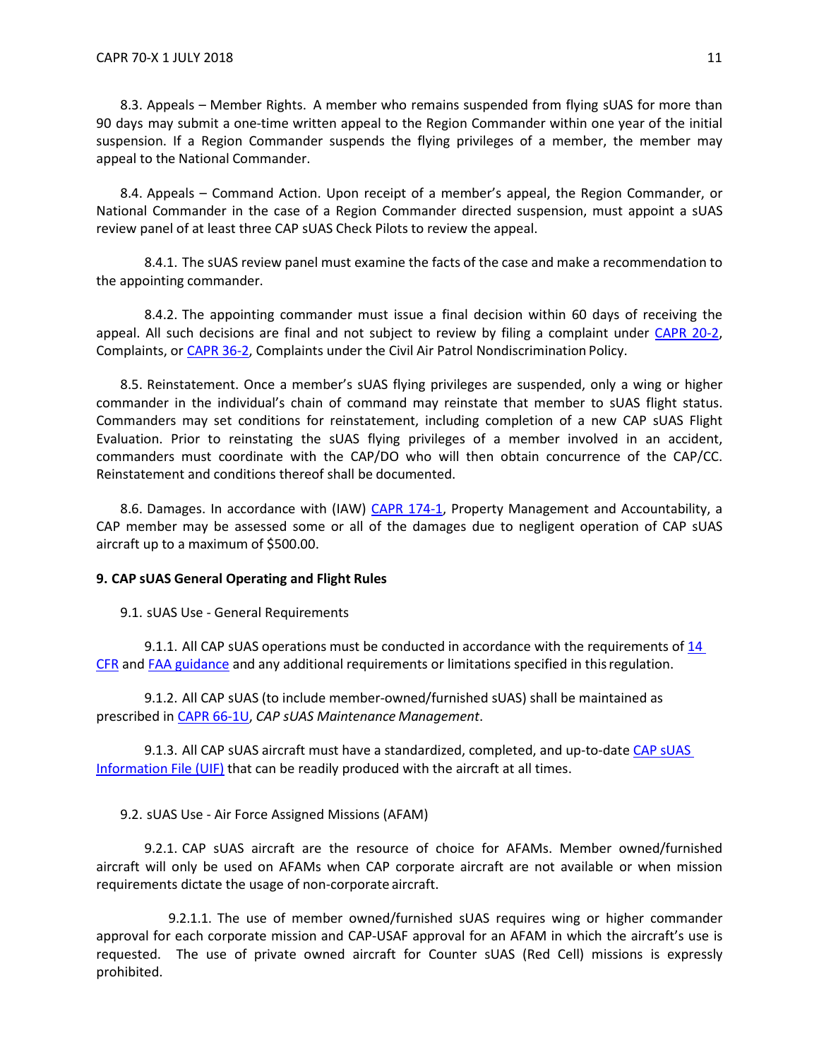8.3. Appeals – Member Rights. A member who remains suspended from flying sUAS for more than 90 days may submit a one-time written appeal to the Region Commander within one year of the initial suspension. If a Region Commander suspends the flying privileges of a member, the member may appeal to the National Commander.

8.4. Appeals – Command Action. Upon receipt of a member's appeal, the Region Commander, or National Commander in the case of a Region Commander directed suspension, must appoint a sUAS review panel of at least three CAP sUAS Check Pilots to review the appeal.

8.4.1. The sUAS review panel must examine the facts of the case and make a recommendation to the appointing commander.

8.4.2. The appointing commander must issue a final decision within 60 days of receiving the appeal. All such decisions are final and not subject to review by filing a complaint under CAPR 20-2, Complaints, or CAPR 36-2, Complaints under the Civil Air Patrol Nondiscrimination Policy.

8.5. Reinstatement. Once a member's sUAS flying privileges are suspended, only a wing or higher commander in the individual's chain of command may reinstate that member to sUAS flight status. Commanders may set conditions for reinstatement, including completion of a new CAP sUAS Flight Evaluation. Prior to reinstating the sUAS flying privileges of a member involved in an accident, commanders must coordinate with the CAP/DO who will then obtain concurrence of the CAP/CC. Reinstatement and conditions thereof shall be documented.

8.6. Damages. In accordance with (IAW) CAPR 174-1, Property Management and Accountability, a CAP member may be assessed some or all of the damages due to negligent operation of CAP sUAS aircraft up to a maximum of $500.00.

**9. CAP sUAS General Operating and Flight Rules**

9.1. sUAS Use - General Requirements

9.1.1. All CAP sUAS operations must be conducted in accordance with the requirements of 14 CFR and FAA guidance and any additional requirements or limitations specified in this regulation.

9.1.2. All CAP sUAS (to include member-owned/furnished sUAS) shall be maintained as prescribed in CAPR 66-1U, *CAP sUAS Maintenance Management*.

9.1.3. All CAP sUAS aircraft must have a standardized, completed, and up-to-date CAP sUAS Information File (UIF) that can be readily produced with the aircraft at all times.

9.2. sUAS Use - Air Force Assigned Missions (AFAM)

9.2.1. CAP sUAS aircraft are the resource of choice for AFAMs. Member owned/furnished aircraft will only be used on AFAMs when CAP corporate aircraft are not available or when mission requirements dictate the usage of non-corporate aircraft.

9.2.1.1. The use of member owned/furnished sUAS requires wing or higher commander approval for each corporate mission and CAP-USAF approval for an AFAM in which the aircraft's use is requested. The use of private owned aircraft for Counter sUAS (Red Cell) missions is expressly prohibited.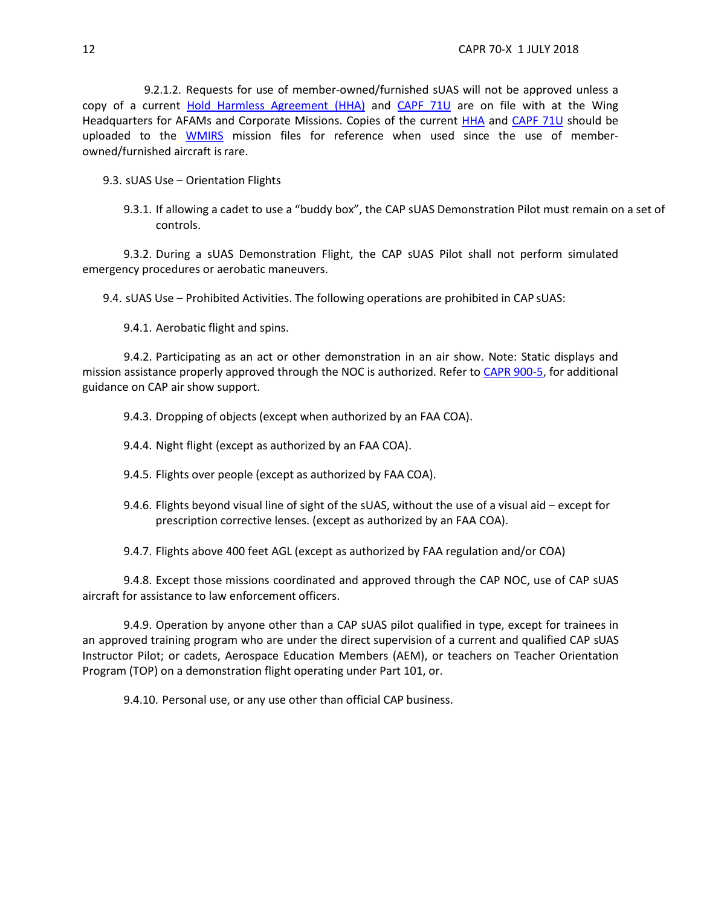9.2.1.2. Requests for use of member-owned/furnished sUAS will not be approved unless a copy of a current [Hold Harmless Agreement (HHA)]() and [CAPF 71U]() are on file with at the Wing Headquarters for AFAMs and Corporate Missions. Copies of the current [HHA]() and [CAPF 71U]() should be uploaded to the [WMIRS]() mission files for reference when used since the use of member-owned/furnished aircraft is rare.

9.3. sUAS Use – Orientation Flights

9.3.1. If allowing a cadet to use a "buddy box", the CAP sUAS Demonstration Pilot must remain on a set of controls.

9.3.2. During a sUAS Demonstration Flight, the CAP sUAS Pilot shall not perform simulated emergency procedures or aerobatic maneuvers.

9.4. sUAS Use – Prohibited Activities. The following operations are prohibited in CAP sUAS:

9.4.1. Aerobatic flight and spins.

9.4.2. Participating as an act or other demonstration in an air show. Note: Static displays and mission assistance properly approved through the NOC is authorized. Refer to [CAPR 900-5](), for additional guidance on CAP air show support.

9.4.3. Dropping of objects (except when authorized by an FAA COA).

9.4.4. Night flight (except as authorized by an FAA COA).

9.4.5. Flights over people (except as authorized by FAA COA).

9.4.6. Flights beyond visual line of sight of the sUAS, without the use of a visual aid – except for prescription corrective lenses. (except as authorized by an FAA COA).

9.4.7. Flights above 400 feet AGL (except as authorized by FAA regulation and/or COA)

9.4.8. Except those missions coordinated and approved through the CAP NOC, use of CAP sUAS aircraft for assistance to law enforcement officers.

9.4.9. Operation by anyone other than a CAP sUAS pilot qualified in type, except for trainees in an approved training program who are under the direct supervision of a current and qualified CAP sUAS Instructor Pilot; or cadets, Aerospace Education Members (AEM), or teachers on Teacher Orientation Program (TOP) on a demonstration flight operating under Part 101, or.

9.4.10. Personal use, or any use other than official CAP business.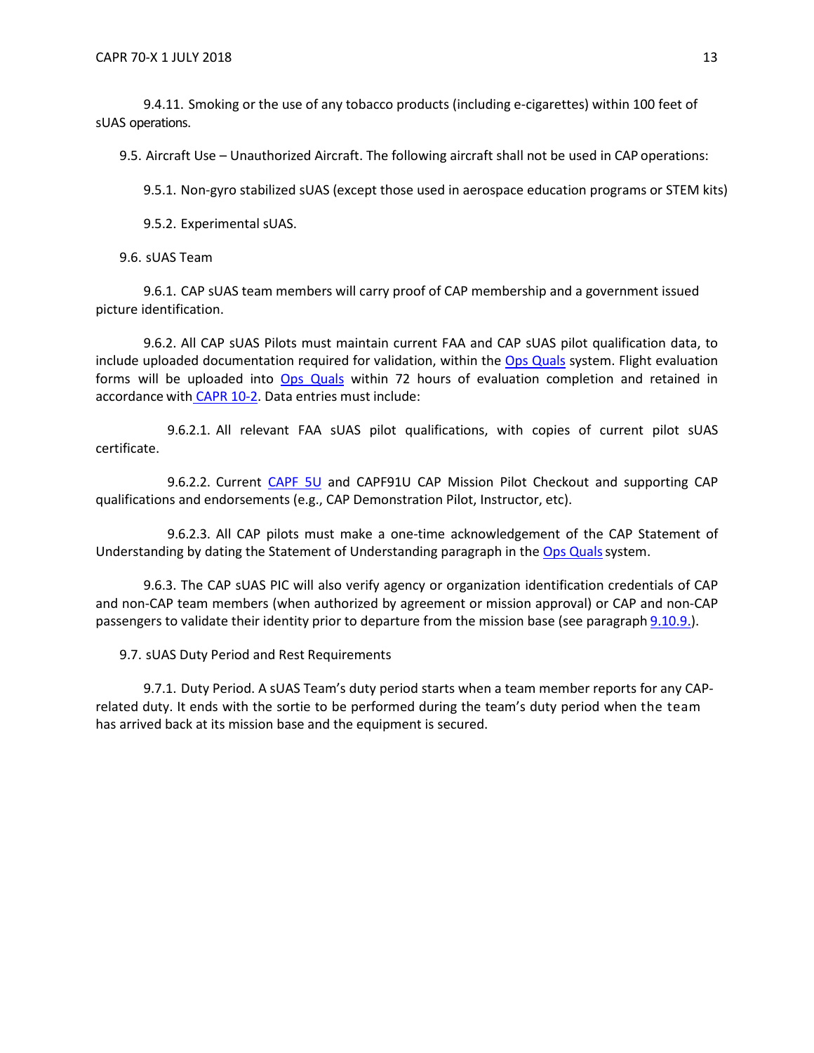9.4.11. Smoking or the use of any tobacco products (including e-cigarettes) within 100 feet of sUAS operations.

9.5. Aircraft Use – Unauthorized Aircraft. The following aircraft shall not be used in CAP operations:

9.5.1. Non-gyro stabilized sUAS (except those used in aerospace education programs or STEM kits)

9.5.2. Experimental sUAS.

9.6. sUAS Team

9.6.1. CAP sUAS team members will carry proof of CAP membership and a government issued picture identification.

9.6.2. All CAP sUAS Pilots must maintain current FAA and CAP sUAS pilot qualification data, to include uploaded documentation required for validation, within the Ops Quals system. Flight evaluation forms will be uploaded into Ops Quals within 72 hours of evaluation completion and retained in accordance with CAPR 10-2. Data entries must include:

9.6.2.1. All relevant FAA sUAS pilot qualifications, with copies of current pilot sUAS certificate.

9.6.2.2. Current CAPF 5U and CAPF91U CAP Mission Pilot Checkout and supporting CAP qualifications and endorsements (e.g., CAP Demonstration Pilot, Instructor, etc).

9.6.2.3. All CAP pilots must make a one-time acknowledgement of the CAP Statement of Understanding by dating the Statement of Understanding paragraph in the Ops Quals system.

9.6.3. The CAP sUAS PIC will also verify agency or organization identification credentials of CAP and non-CAP team members (when authorized by agreement or mission approval) or CAP and non-CAP passengers to validate their identity prior to departure from the mission base (see paragraph 9.10.9.).

9.7. sUAS Duty Period and Rest Requirements

9.7.1. Duty Period. A sUAS Team's duty period starts when a team member reports for any CAP-related duty. It ends with the sortie to be performed during the team's duty period when the team has arrived back at its mission base and the equipment is secured.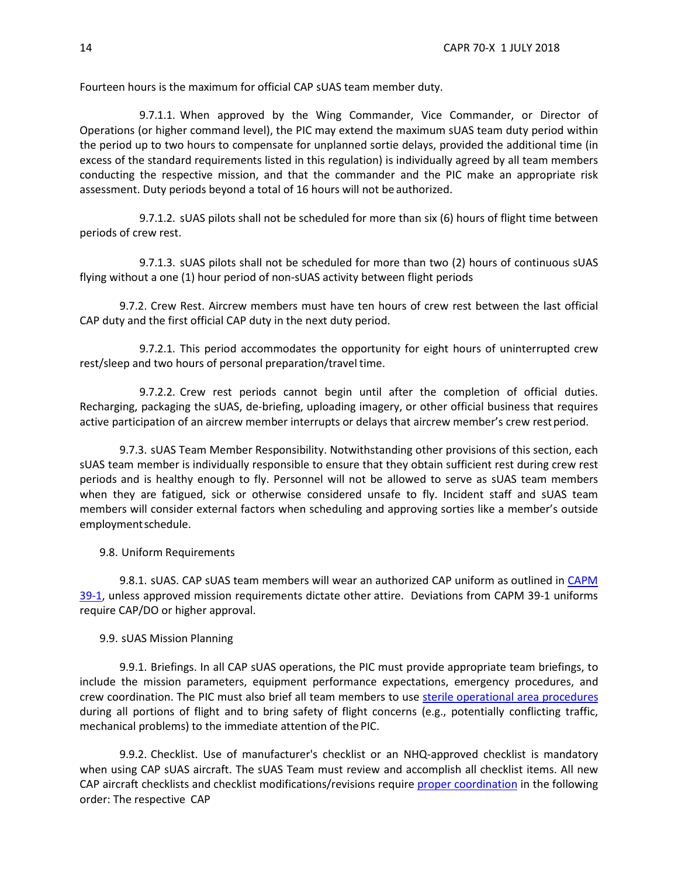Fourteen hours is the maximum for official CAP sUAS team member duty.

9.7.1.1. When approved by the Wing Commander, Vice Commander, or Director of Operations (or higher command level), the PIC may extend the maximum sUAS team duty period within the period up to two hours to compensate for unplanned sortie delays, provided the additional time (in excess of the standard requirements listed in this regulation) is individually agreed by all team members conducting the respective mission, and that the commander and the PIC make an appropriate risk assessment. Duty periods beyond a total of 16 hours will not be authorized.

9.7.1.2. sUAS pilots shall not be scheduled for more than six (6) hours of flight time between periods of crew rest.

9.7.1.3. sUAS pilots shall not be scheduled for more than two (2) hours of continuous sUAS flying without a one (1) hour period of non-sUAS activity between flight periods

9.7.2. Crew Rest. Aircrew members must have ten hours of crew rest between the last official CAP duty and the first official CAP duty in the next duty period.

9.7.2.1. This period accommodates the opportunity for eight hours of uninterrupted crew rest/sleep and two hours of personal preparation/travel time.

9.7.2.2. Crew rest periods cannot begin until after the completion of official duties. Recharging, packaging the sUAS, de-briefing, uploading imagery, or other official business that requires active participation of an aircrew member interrupts or delays that aircrew member's crew rest period.

9.7.3. sUAS Team Member Responsibility. Notwithstanding other provisions of this section, each sUAS team member is individually responsible to ensure that they obtain sufficient rest during crew rest periods and is healthy enough to fly. Personnel will not be allowed to serve as sUAS team members when they are fatigued, sick or otherwise considered unsafe to fly. Incident staff and sUAS team members will consider external factors when scheduling and approving sorties like a member's outside employment schedule.

9.8. Uniform Requirements

9.8.1. sUAS. CAP sUAS team members will wear an authorized CAP uniform as outlined in CAPM 39-1, unless approved mission requirements dictate other attire. Deviations from CAPM 39-1 uniforms require CAP/DO or higher approval.

9.9. sUAS Mission Planning

9.9.1. Briefings. In all CAP sUAS operations, the PIC must provide appropriate team briefings, to include the mission parameters, equipment performance expectations, emergency procedures, and crew coordination. The PIC must also brief all team members to use sterile operational area procedures during all portions of flight and to bring safety of flight concerns (e.g., potentially conflicting traffic, mechanical problems) to the immediate attention of the PIC.

9.9.2. Checklist. Use of manufacturer's checklist or an NHQ-approved checklist is mandatory when using CAP sUAS aircraft. The sUAS Team must review and accomplish all checklist items. All new CAP aircraft checklists and checklist modifications/revisions require proper coordination in the following order: The respective CAP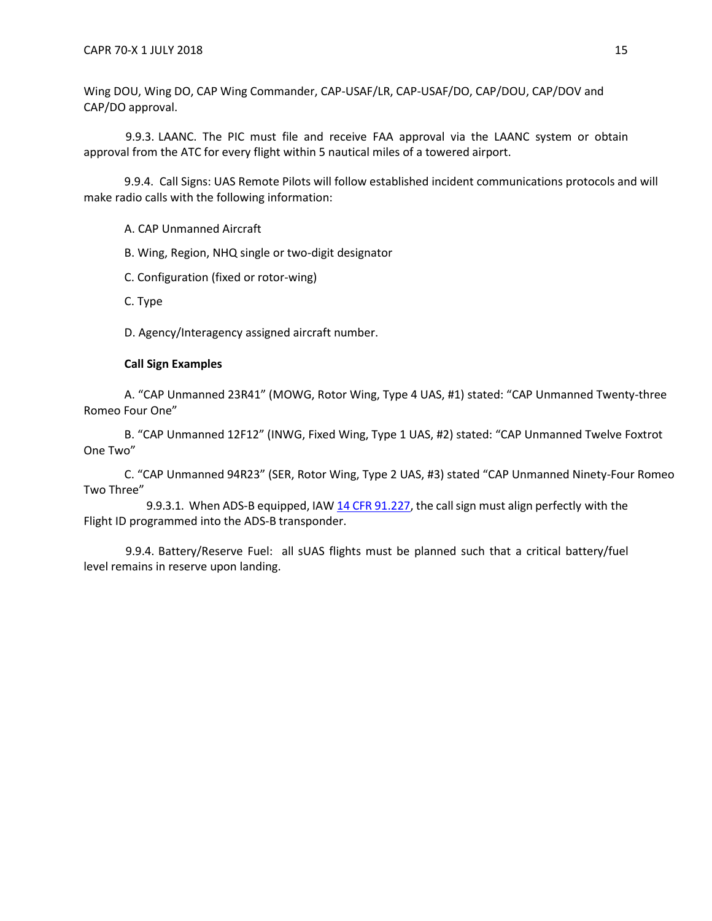Wing DOU, Wing DO, CAP Wing Commander, CAP-USAF/LR, CAP-USAF/DO, CAP/DOU, CAP/DOV and CAP/DO approval.

9.9.3. LAANC. The PIC must file and receive FAA approval via the LAANC system or obtain approval from the ATC for every flight within 5 nautical miles of a towered airport.

9.9.4. Call Signs: UAS Remote Pilots will follow established incident communications protocols and will make radio calls with the following information:

A. CAP Unmanned Aircraft

B. Wing, Region, NHQ single or two-digit designator

C. Configuration (fixed or rotor-wing)

C. Type

D. Agency/Interagency assigned aircraft number.

**Call Sign Examples**

A. "CAP Unmanned 23R41" (MOWG, Rotor Wing, Type 4 UAS, #1) stated: "CAP Unmanned Twenty-three Romeo Four One"

B. "CAP Unmanned 12F12" (INWG, Fixed Wing, Type 1 UAS, #2) stated: "CAP Unmanned Twelve Foxtrot One Two"

C. "CAP Unmanned 94R23" (SER, Rotor Wing, Type 2 UAS, #3) stated "CAP Unmanned Ninety-Four Romeo Two Three"

9.9.3.1. When ADS-B equipped, IAW [14 CFR 91.227](), the call sign must align perfectly with the Flight ID programmed into the ADS-B transponder.

9.9.4. Battery/Reserve Fuel: all sUAS flights must be planned such that a critical battery/fuel level remains in reserve upon landing.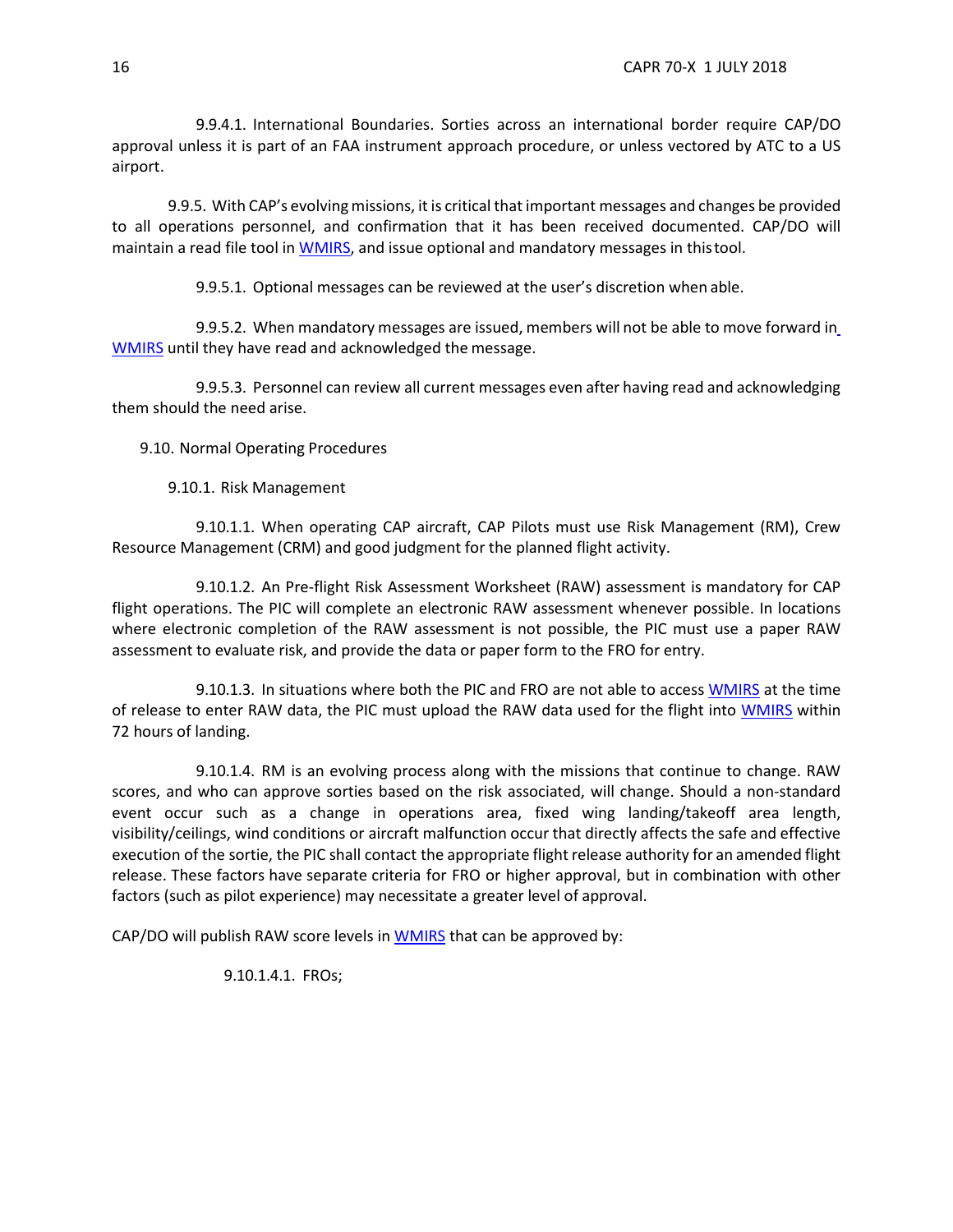9.9.4.1. International Boundaries. Sorties across an international border require CAP/DO approval unless it is part of an FAA instrument approach procedure, or unless vectored by ATC to a US airport.

9.9.5. With CAP's evolving missions, it is critical that important messages and changes be provided to all operations personnel, and confirmation that it has been received documented. CAP/DO will maintain a read file tool in WMIRS, and issue optional and mandatory messages in this tool.

9.9.5.1. Optional messages can be reviewed at the user's discretion when able.

9.9.5.2. When mandatory messages are issued, members will not be able to move forward in WMIRS until they have read and acknowledged the message.

9.9.5.3. Personnel can review all current messages even after having read and acknowledging them should the need arise.

9.10. Normal Operating Procedures

9.10.1. Risk Management

9.10.1.1. When operating CAP aircraft, CAP Pilots must use Risk Management (RM), Crew Resource Management (CRM) and good judgment for the planned flight activity.

9.10.1.2. An Pre-flight Risk Assessment Worksheet (RAW) assessment is mandatory for CAP flight operations. The PIC will complete an electronic RAW assessment whenever possible. In locations where electronic completion of the RAW assessment is not possible, the PIC must use a paper RAW assessment to evaluate risk, and provide the data or paper form to the FRO for entry.

9.10.1.3. In situations where both the PIC and FRO are not able to access WMIRS at the time of release to enter RAW data, the PIC must upload the RAW data used for the flight into WMIRS within 72 hours of landing.

9.10.1.4. RM is an evolving process along with the missions that continue to change. RAW scores, and who can approve sorties based on the risk associated, will change. Should a non-standard event occur such as a change in operations area, fixed wing landing/takeoff area length, visibility/ceilings, wind conditions or aircraft malfunction occur that directly affects the safe and effective execution of the sortie, the PIC shall contact the appropriate flight release authority for an amended flight release. These factors have separate criteria for FRO or higher approval, but in combination with other factors (such as pilot experience) may necessitate a greater level of approval.

CAP/DO will publish RAW score levels in WMIRS that can be approved by:

9.10.1.4.1. FROs;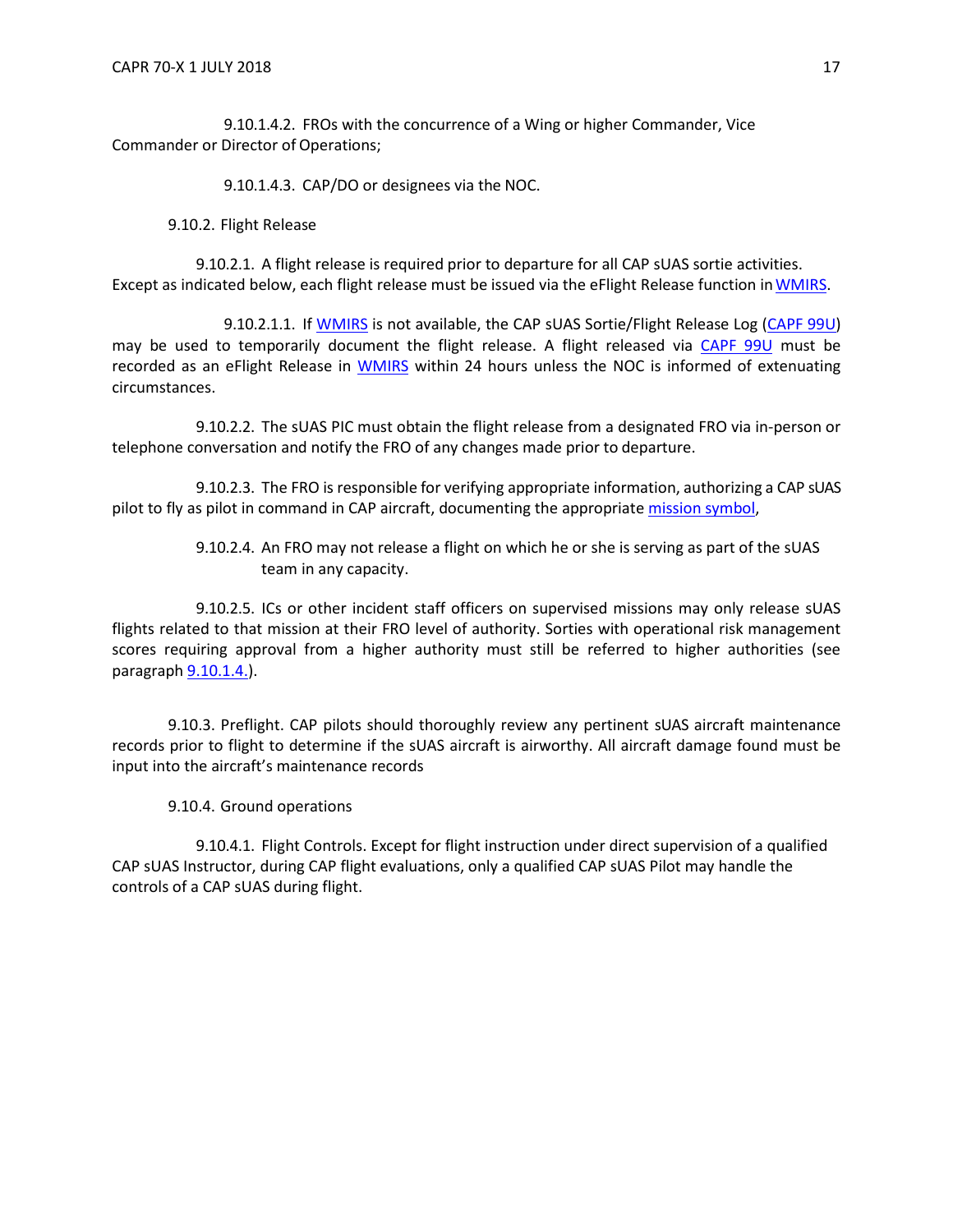9.10.1.4.2. FROs with the concurrence of a Wing or higher Commander, Vice Commander or Director of Operations;

9.10.1.4.3. CAP/DO or designees via the NOC.

9.10.2. Flight Release

9.10.2.1. A flight release is required prior to departure for all CAP sUAS sortie activities. Except as indicated below, each flight release must be issued via the eFlight Release function in WMIRS.

9.10.2.1.1. If WMIRS is not available, the CAP sUAS Sortie/Flight Release Log (CAPF 99U) may be used to temporarily document the flight release. A flight released via CAPF 99U must be recorded as an eFlight Release in WMIRS within 24 hours unless the NOC is informed of extenuating circumstances.

9.10.2.2. The sUAS PIC must obtain the flight release from a designated FRO via in-person or telephone conversation and notify the FRO of any changes made prior to departure.

9.10.2.3. The FRO is responsible for verifying appropriate information, authorizing a CAP sUAS pilot to fly as pilot in command in CAP aircraft, documenting the appropriate mission symbol,

9.10.2.4. An FRO may not release a flight on which he or she is serving as part of the sUAS team in any capacity.

9.10.2.5. ICs or other incident staff officers on supervised missions may only release sUAS flights related to that mission at their FRO level of authority. Sorties with operational risk management scores requiring approval from a higher authority must still be referred to higher authorities (see paragraph 9.10.1.4.).

9.10.3. Preflight. CAP pilots should thoroughly review any pertinent sUAS aircraft maintenance records prior to flight to determine if the sUAS aircraft is airworthy. All aircraft damage found must be input into the aircraft's maintenance records

9.10.4. Ground operations

9.10.4.1. Flight Controls. Except for flight instruction under direct supervision of a qualified CAP sUAS Instructor, during CAP flight evaluations, only a qualified CAP sUAS Pilot may handle the controls of a CAP sUAS during flight.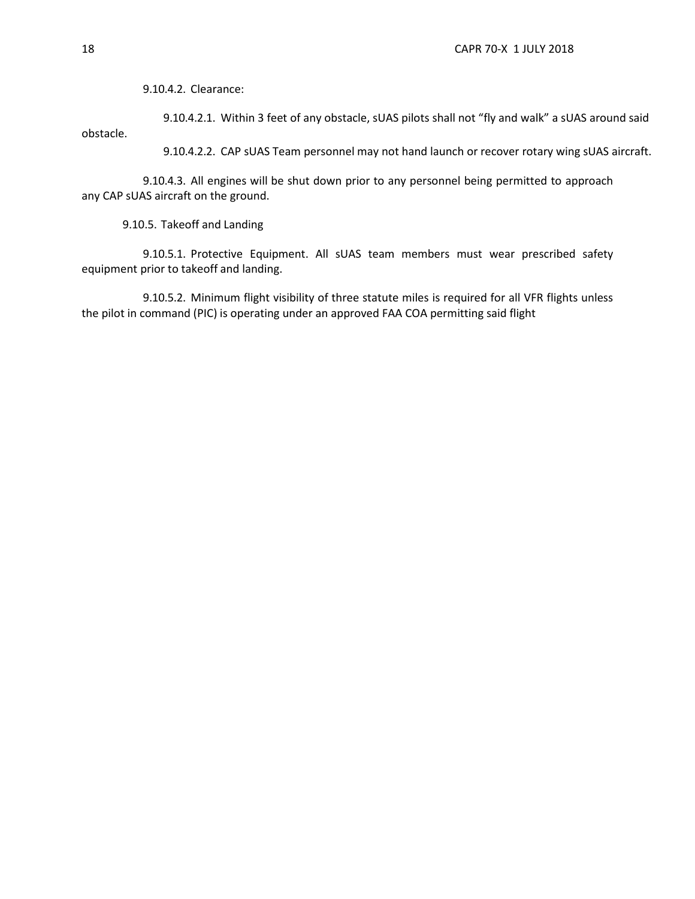9.10.4.2. Clearance:

9.10.4.2.1. Within 3 feet of any obstacle, sUAS pilots shall not “fly and walk” a sUAS around said obstacle.

9.10.4.2.2. CAP sUAS Team personnel may not hand launch or recover rotary wing sUAS aircraft.

9.10.4.3. All engines will be shut down prior to any personnel being permitted to approach any CAP sUAS aircraft on the ground.

9.10.5. Takeoff and Landing

9.10.5.1. Protective Equipment. All sUAS team members must wear prescribed safety equipment prior to takeoff and landing.

9.10.5.2. Minimum flight visibility of three statute miles is required for all VFR flights unless the pilot in command (PIC) is operating under an approved FAA COA permitting said flight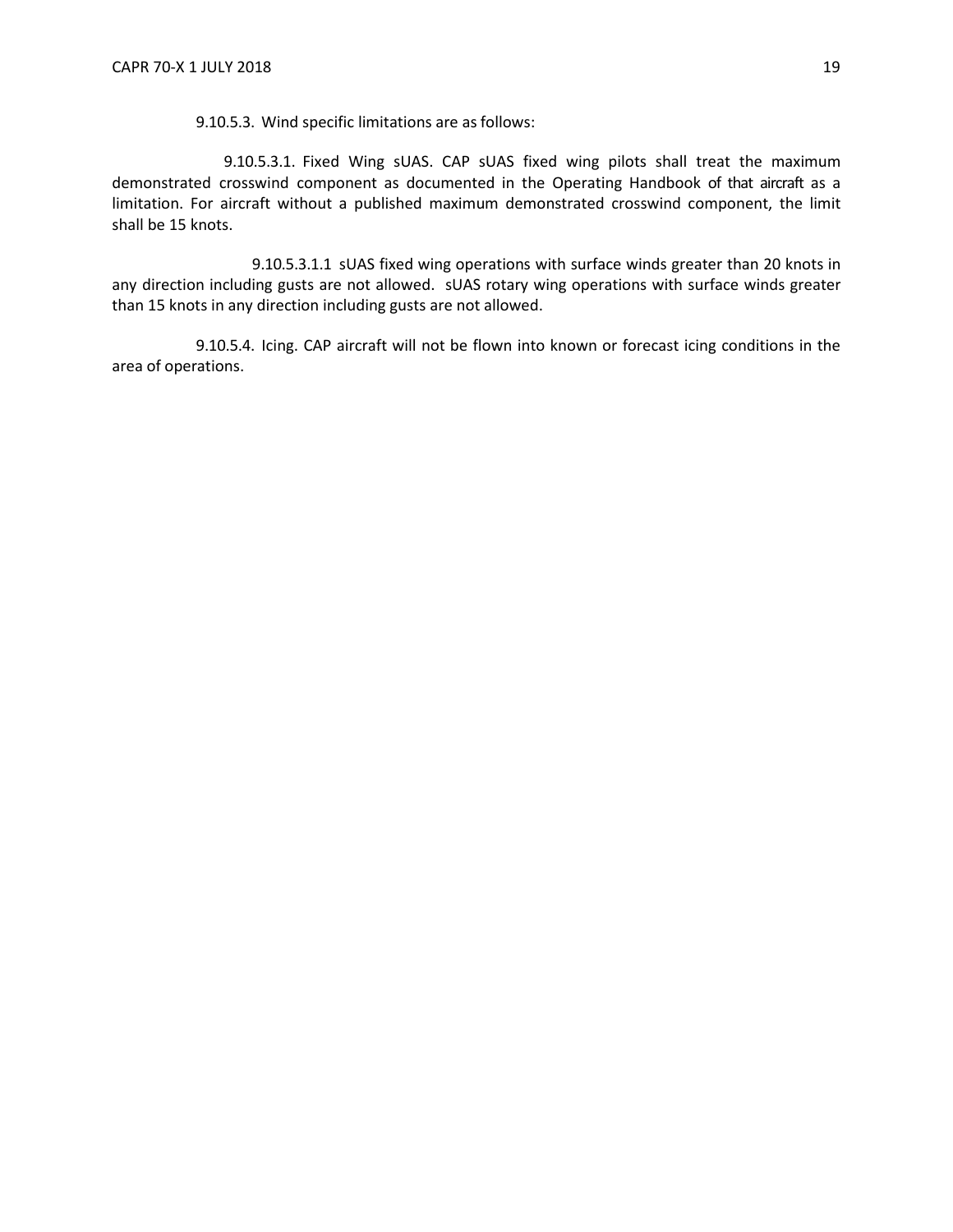9.10.5.3. Wind specific limitations are as follows:

9.10.5.3.1. Fixed Wing sUAS. CAP sUAS fixed wing pilots shall treat the maximum demonstrated crosswind component as documented in the Operating Handbook of that aircraft as a limitation. For aircraft without a published maximum demonstrated crosswind component, the limit shall be 15 knots.

9.10.5.3.1.1 sUAS fixed wing operations with surface winds greater than 20 knots in any direction including gusts are not allowed. sUAS rotary wing operations with surface winds greater than 15 knots in any direction including gusts are not allowed.

9.10.5.4. Icing. CAP aircraft will not be flown into known or forecast icing conditions in the area of operations.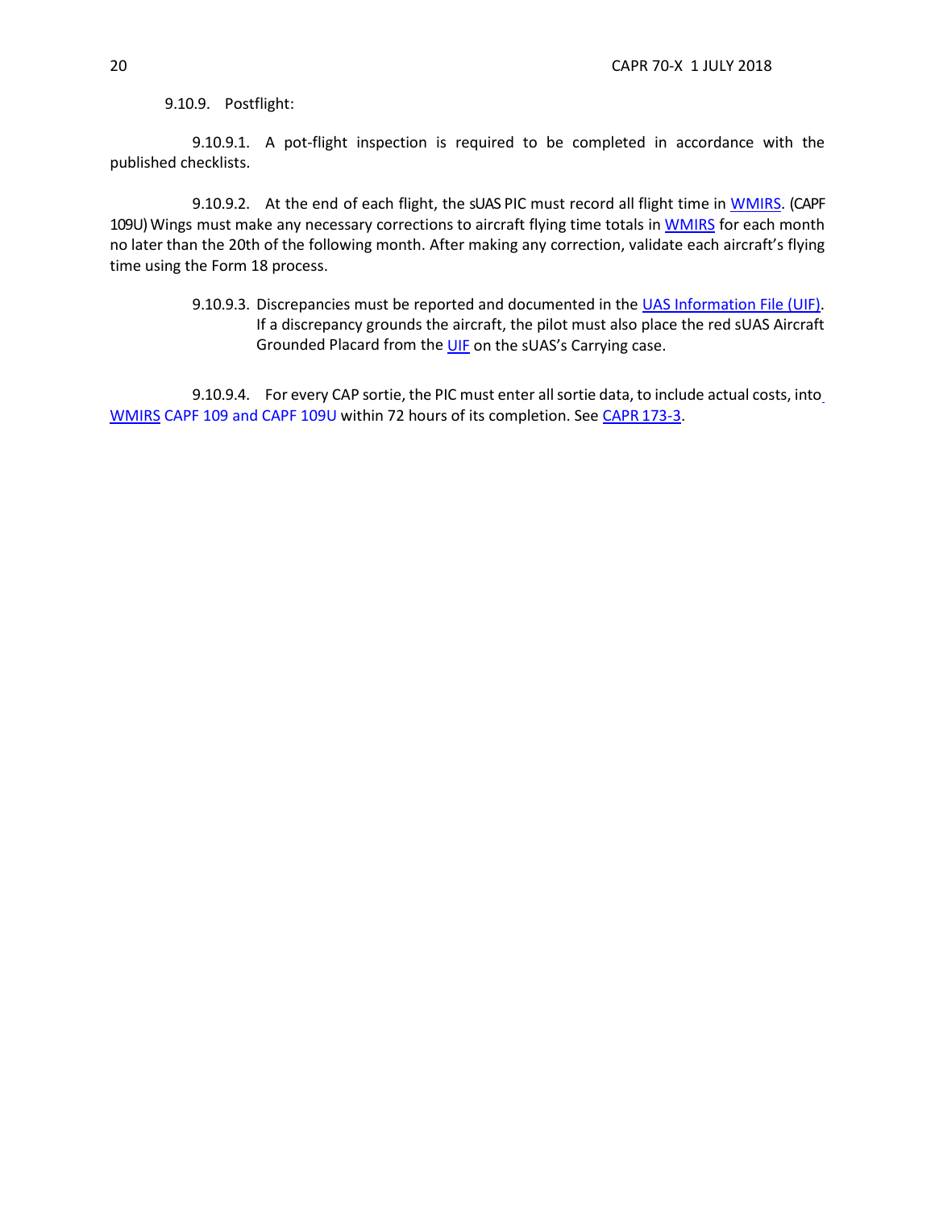9.10.9. Postflight:

9.10.9.1. A pot-flight inspection is required to be completed in accordance with the published checklists.

9.10.9.2. At the end of each flight, the sUAS PIC must record all flight time in WMIRS. (CAPF 109U) Wings must make any necessary corrections to aircraft flying time totals in WMIRS for each month no later than the 20th of the following month. After making any correction, validate each aircraft's flying time using the Form 18 process.

9.10.9.3. Discrepancies must be reported and documented in the UAS Information File (UIF). If a discrepancy grounds the aircraft, the pilot must also place the red sUAS Aircraft Grounded Placard from the UIF on the sUAS's Carrying case.

9.10.9.4. For every CAP sortie, the PIC must enter all sortie data, to include actual costs, into WMIRS CAPF 109 and CAPF 109U within 72 hours of its completion. See CAPR 173-3.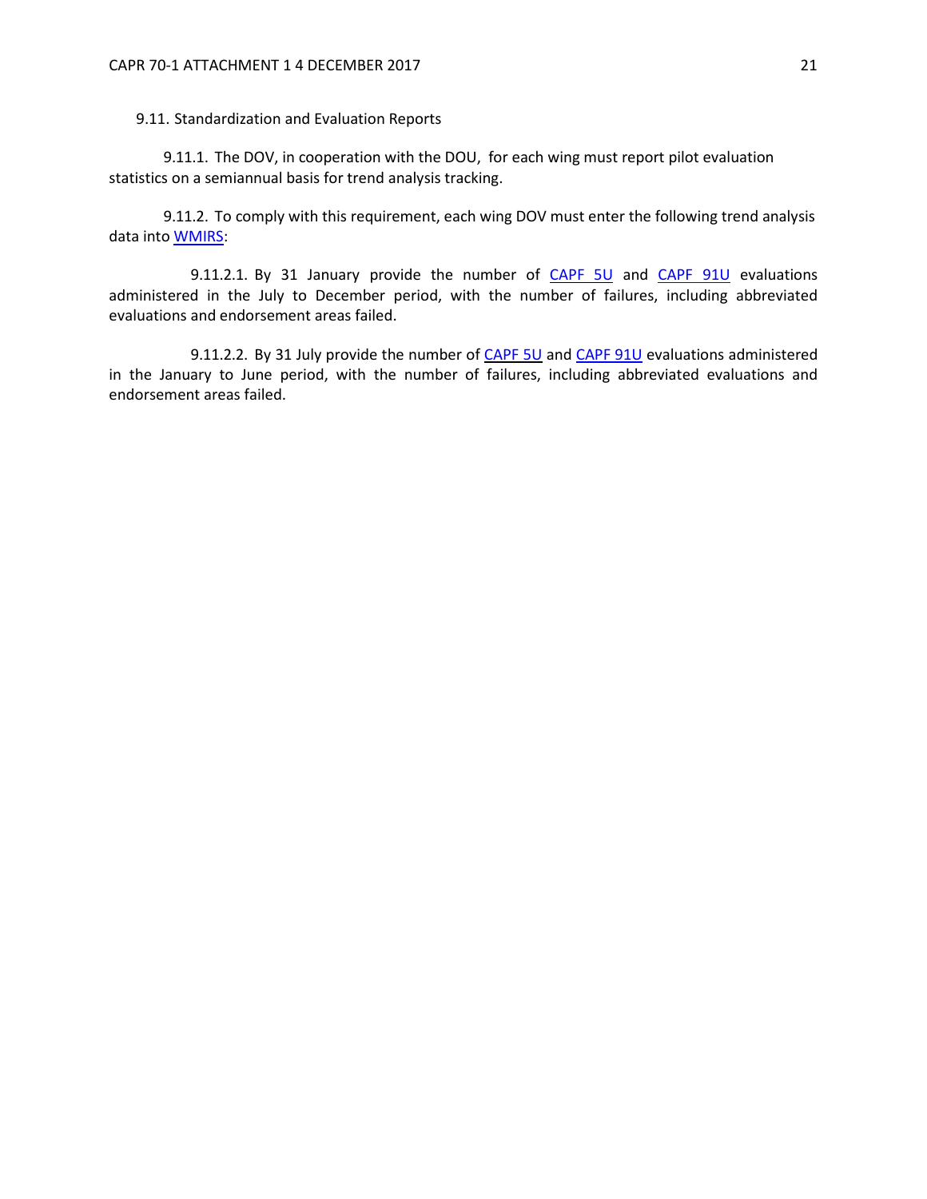9.11. Standardization and Evaluation Reports

9.11.1. The DOV, in cooperation with the DOU, for each wing must report pilot evaluation statistics on a semiannual basis for trend analysis tracking.

9.11.2. To comply with this requirement, each wing DOV must enter the following trend analysis data into WMIRS:

9.11.2.1. By 31 January provide the number of CAPF 5U and CAPF 91U evaluations administered in the July to December period, with the number of failures, including abbreviated evaluations and endorsement areas failed.

9.11.2.2. By 31 July provide the number of CAPF 5U and CAPF 91U evaluations administered in the January to June period, with the number of failures, including abbreviated evaluations and endorsement areas failed.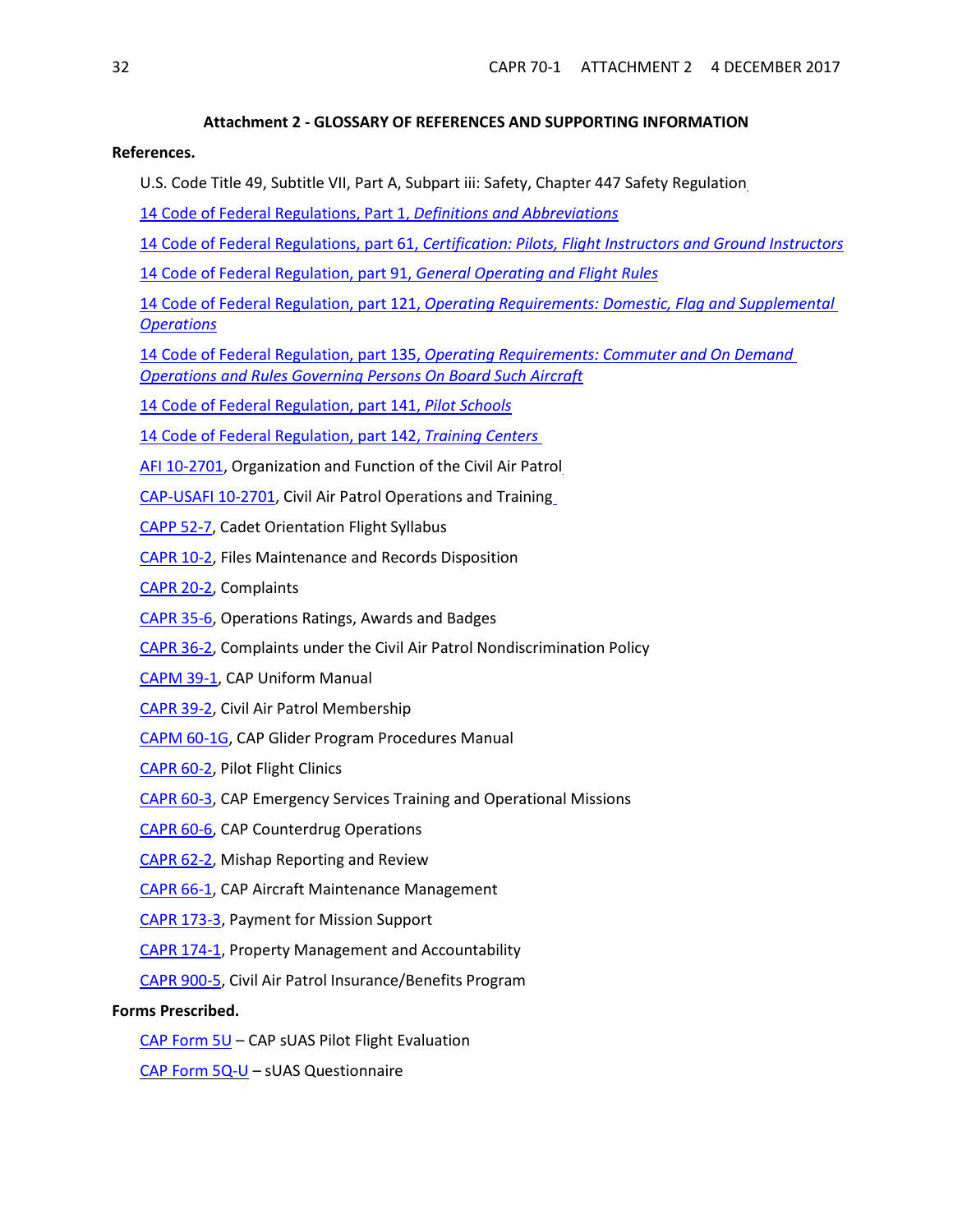## Attachment 2 - GLOSSARY OF REFERENCES AND SUPPORTING INFORMATION

**References.**

U.S. Code Title 49, Subtitle VII, Part A, Subpart iii: Safety, Chapter 447 Safety Regulation

14 Code of Federal Regulations, Part 1, *Definitions and Abbreviations*

14 Code of Federal Regulations, part 61, *Certification: Pilots, Flight Instructors and Ground Instructors*

14 Code of Federal Regulation, part 91, *General Operating and Flight Rules*

14 Code of Federal Regulation, part 121, *Operating Requirements: Domestic, Flag and Supplemental Operations*

14 Code of Federal Regulation, part 135, *Operating Requirements: Commuter and On Demand Operations and Rules Governing Persons On Board Such Aircraft*

14 Code of Federal Regulation, part 141, *Pilot Schools*

14 Code of Federal Regulation, part 142, *Training Centers*

AFI 10-2701, Organization and Function of the Civil Air Patrol

CAP-USAFI 10-2701, Civil Air Patrol Operations and Training

CAPP 52-7, Cadet Orientation Flight Syllabus

CAPR 10-2, Files Maintenance and Records Disposition

CAPR 20-2, Complaints

CAPR 35-6, Operations Ratings, Awards and Badges

CAPR 36-2, Complaints under the Civil Air Patrol Nondiscrimination Policy

CAPM 39-1, CAP Uniform Manual

CAPR 39-2, Civil Air Patrol Membership

CAPM 60-1G, CAP Glider Program Procedures Manual

CAPR 60-2, Pilot Flight Clinics

CAPR 60-3, CAP Emergency Services Training and Operational Missions

CAPR 60-6, CAP Counterdrug Operations

CAPR 62-2, Mishap Reporting and Review

CAPR 66-1, CAP Aircraft Maintenance Management

CAPR 173-3, Payment for Mission Support

CAPR 174-1, Property Management and Accountability

CAPR 900-5, Civil Air Patrol Insurance/Benefits Program

**Forms Prescribed.**

CAP Form 5U – CAP sUAS Pilot Flight Evaluation

CAP Form 5Q-U – sUAS Questionnaire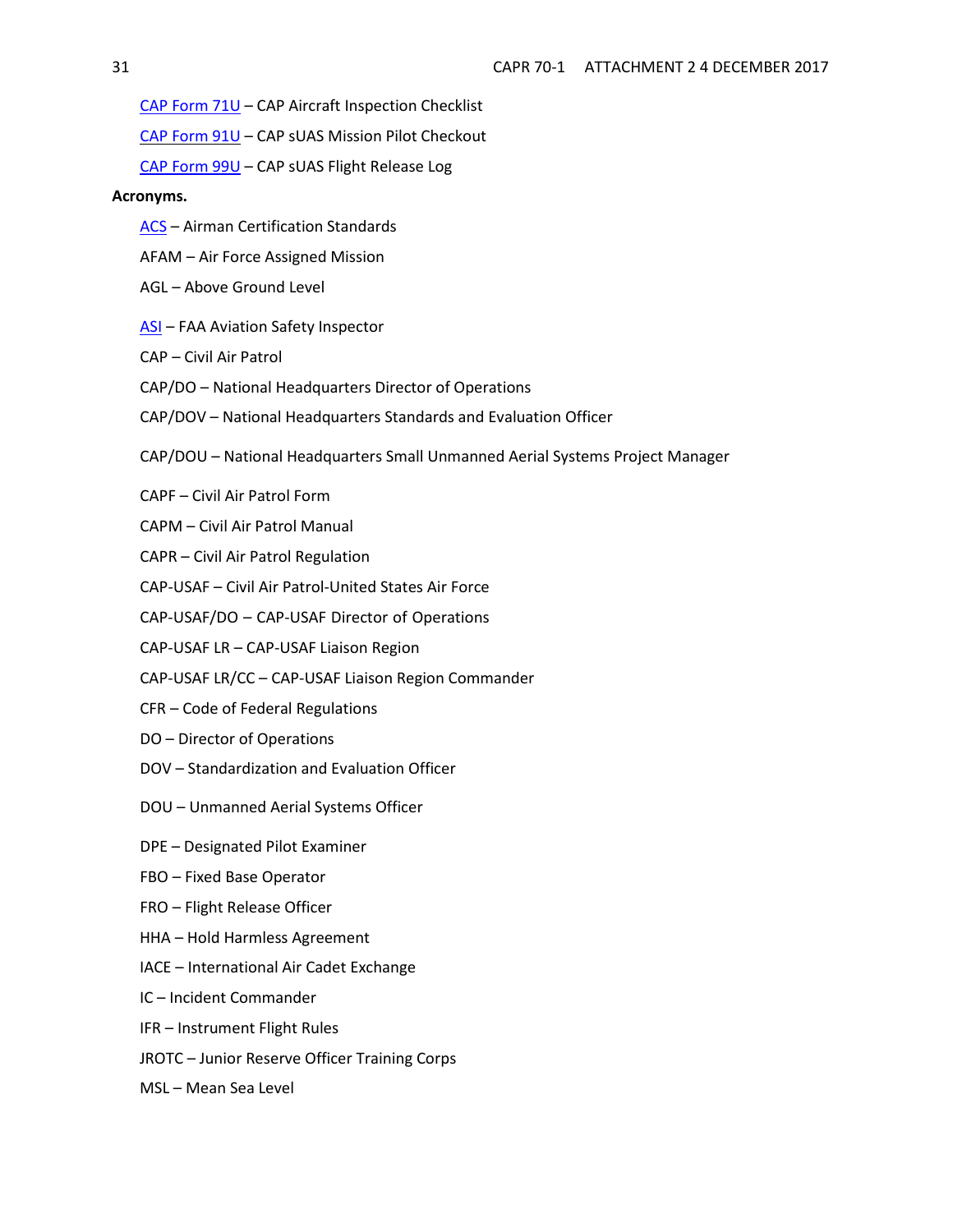[CAP Form 71U](#) – CAP Aircraft Inspection Checklist

[CAP Form 91U](#) – CAP sUAS Mission Pilot Checkout

[CAP Form 99U](#) – CAP sUAS Flight Release Log

**Acronyms.**

[ACS](#) – Airman Certification Standards

AFAM – Air Force Assigned Mission

AGL – Above Ground Level

[ASI](#) – FAA Aviation Safety Inspector

CAP – Civil Air Patrol

CAP/DO – National Headquarters Director of Operations

CAP/DOV – National Headquarters Standards and Evaluation Officer

CAP/DOU – National Headquarters Small Unmanned Aerial Systems Project Manager

CAPF – Civil Air Patrol Form

CAPM – Civil Air Patrol Manual

CAPR – Civil Air Patrol Regulation

CAP-USAF – Civil Air Patrol-United States Air Force

CAP-USAF/DO – CAP-USAF Director of Operations

CAP-USAF LR – CAP-USAF Liaison Region

CAP-USAF LR/CC – CAP-USAF Liaison Region Commander

CFR – Code of Federal Regulations

DO – Director of Operations

DOV – Standardization and Evaluation Officer

DOU – Unmanned Aerial Systems Officer

DPE – Designated Pilot Examiner

FBO – Fixed Base Operator

FRO – Flight Release Officer

HHA – Hold Harmless Agreement

IACE – International Air Cadet Exchange

IC – Incident Commander

IFR – Instrument Flight Rules

JROTC – Junior Reserve Officer Training Corps

MSL – Mean Sea Level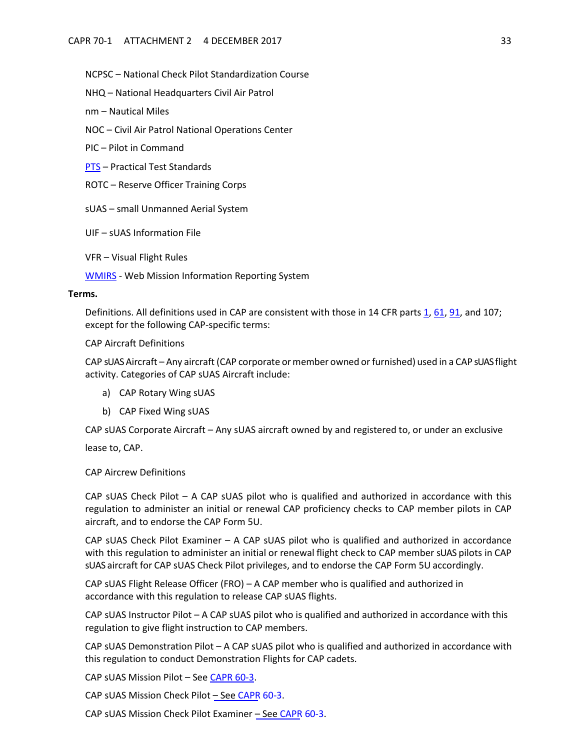NCPSC – National Check Pilot Standardization Course

NHQ – National Headquarters Civil Air Patrol

nm – Nautical Miles

NOC – Civil Air Patrol National Operations Center

PIC – Pilot in Command

PTS – Practical Test Standards

ROTC – Reserve Officer Training Corps

sUAS – small Unmanned Aerial System

UIF – sUAS Information File

VFR – Visual Flight Rules

WMIRS - Web Mission Information Reporting System

**Terms.**

Definitions. All definitions used in CAP are consistent with those in 14 CFR parts 1, 61, 91, and 107; except for the following CAP-specific terms:

CAP Aircraft Definitions

CAP sUAS Aircraft – Any aircraft (CAP corporate or member owned or furnished) used in a CAP sUAS flight activity. Categories of CAP sUAS Aircraft include:

a) CAP Rotary Wing sUAS

b) CAP Fixed Wing sUAS

CAP sUAS Corporate Aircraft – Any sUAS aircraft owned by and registered to, or under an exclusive lease to, CAP.

CAP Aircrew Definitions

CAP sUAS Check Pilot – A CAP sUAS pilot who is qualified and authorized in accordance with this regulation to administer an initial or renewal CAP proficiency checks to CAP member pilots in CAP aircraft, and to endorse the CAP Form 5U.

CAP sUAS Check Pilot Examiner – A CAP sUAS pilot who is qualified and authorized in accordance with this regulation to administer an initial or renewal flight check to CAP member sUAS pilots in CAP sUAS aircraft for CAP sUAS Check Pilot privileges, and to endorse the CAP Form 5U accordingly.

CAP sUAS Flight Release Officer (FRO) – A CAP member who is qualified and authorized in accordance with this regulation to release CAP sUAS flights.

CAP sUAS Instructor Pilot – A CAP sUAS pilot who is qualified and authorized in accordance with this regulation to give flight instruction to CAP members.

CAP sUAS Demonstration Pilot – A CAP sUAS pilot who is qualified and authorized in accordance with this regulation to conduct Demonstration Flights for CAP cadets.

CAP sUAS Mission Pilot – See CAPR 60-3.

CAP sUAS Mission Check Pilot – See CAPR 60-3.

CAP sUAS Mission Check Pilot Examiner – See CAPR 60-3.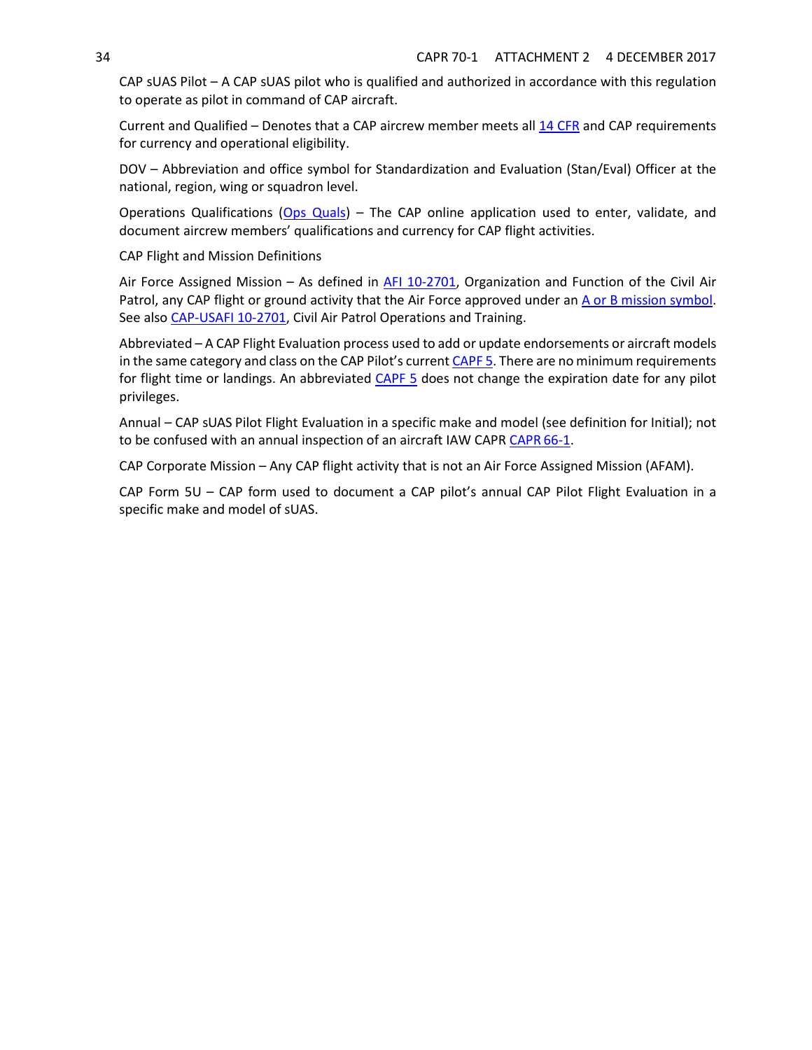CAP sUAS Pilot – A CAP sUAS pilot who is qualified and authorized in accordance with this regulation to operate as pilot in command of CAP aircraft.

Current and Qualified – Denotes that a CAP aircrew member meets all 14 CFR and CAP requirements for currency and operational eligibility.

DOV – Abbreviation and office symbol for Standardization and Evaluation (Stan/Eval) Officer at the national, region, wing or squadron level.

Operations Qualifications (Ops Quals) – The CAP online application used to enter, validate, and document aircrew members' qualifications and currency for CAP flight activities.

CAP Flight and Mission Definitions

Air Force Assigned Mission – As defined in AFI 10-2701, Organization and Function of the Civil Air Patrol, any CAP flight or ground activity that the Air Force approved under an A or B mission symbol. See also CAP-USAFI 10-2701, Civil Air Patrol Operations and Training.

Abbreviated – A CAP Flight Evaluation process used to add or update endorsements or aircraft models in the same category and class on the CAP Pilot's current CAPF 5. There are no minimum requirements for flight time or landings. An abbreviated CAPF 5 does not change the expiration date for any pilot privileges.

Annual – CAP sUAS Pilot Flight Evaluation in a specific make and model (see definition for Initial); not to be confused with an annual inspection of an aircraft IAW CAPR CAPR 66-1.

CAP Corporate Mission – Any CAP flight activity that is not an Air Force Assigned Mission (AFAM).

CAP Form 5U – CAP form used to document a CAP pilot's annual CAP Pilot Flight Evaluation in a specific make and model of sUAS.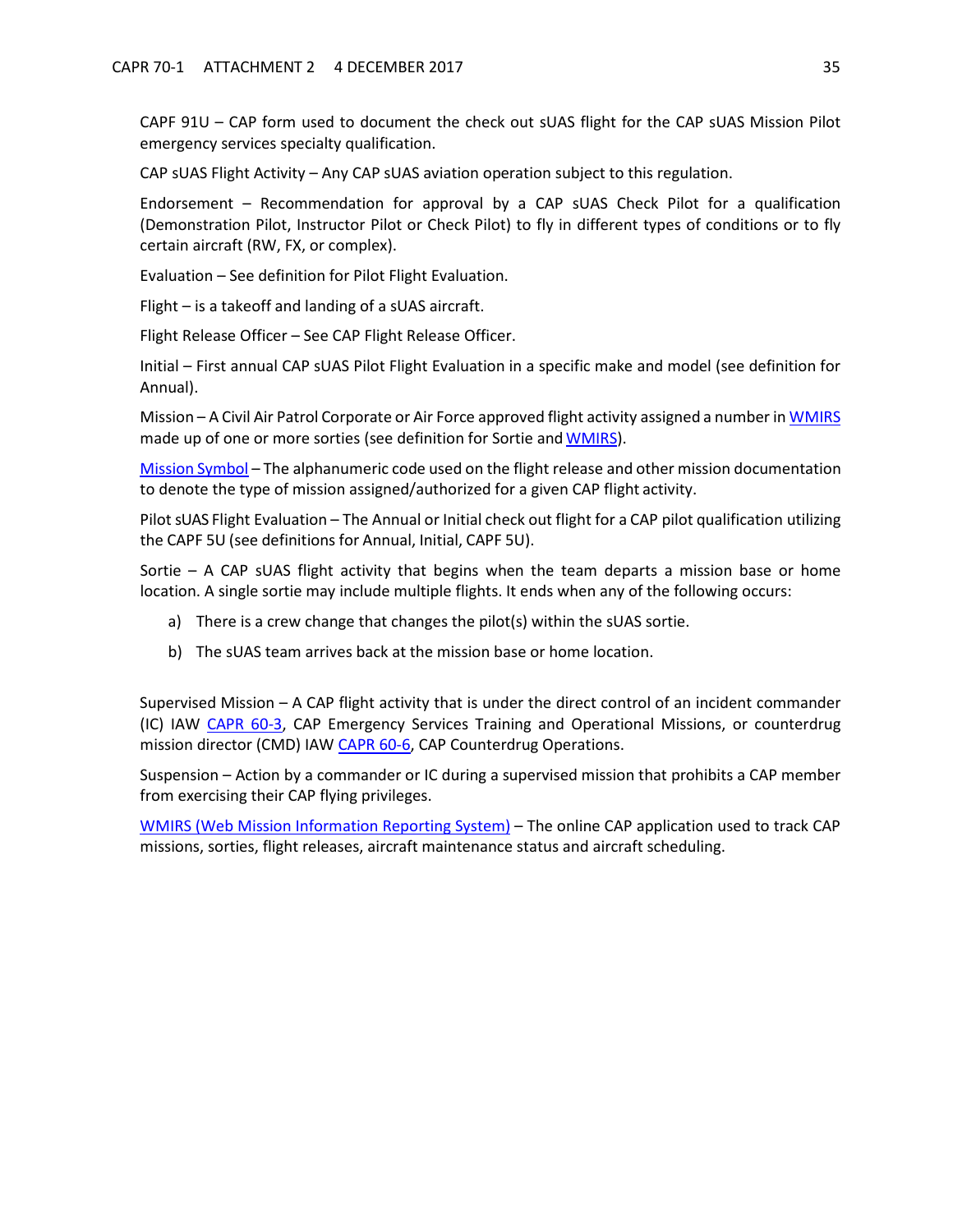CAPF 91U – CAP form used to document the check out sUAS flight for the CAP sUAS Mission Pilot emergency services specialty qualification.

CAP sUAS Flight Activity – Any CAP sUAS aviation operation subject to this regulation.

Endorsement – Recommendation for approval by a CAP sUAS Check Pilot for a qualification (Demonstration Pilot, Instructor Pilot or Check Pilot) to fly in different types of conditions or to fly certain aircraft (RW, FX, or complex).

Evaluation – See definition for Pilot Flight Evaluation.

Flight – is a takeoff and landing of a sUAS aircraft.

Flight Release Officer – See CAP Flight Release Officer.

Initial – First annual CAP sUAS Pilot Flight Evaluation in a specific make and model (see definition for Annual).

Mission – A Civil Air Patrol Corporate or Air Force approved flight activity assigned a number in WMIRS made up of one or more sorties (see definition for Sortie and WMIRS).

Mission Symbol – The alphanumeric code used on the flight release and other mission documentation to denote the type of mission assigned/authorized for a given CAP flight activity.

Pilot sUAS Flight Evaluation – The Annual or Initial check out flight for a CAP pilot qualification utilizing the CAPF 5U (see definitions for Annual, Initial, CAPF 5U).

Sortie – A CAP sUAS flight activity that begins when the team departs a mission base or home location. A single sortie may include multiple flights. It ends when any of the following occurs:

a) There is a crew change that changes the pilot(s) within the sUAS sortie.

b) The sUAS team arrives back at the mission base or home location.

Supervised Mission – A CAP flight activity that is under the direct control of an incident commander (IC) IAW CAPR 60-3, CAP Emergency Services Training and Operational Missions, or counterdrug mission director (CMD) IAW CAPR 60-6, CAP Counterdrug Operations.

Suspension – Action by a commander or IC during a supervised mission that prohibits a CAP member from exercising their CAP flying privileges.

WMIRS (Web Mission Information Reporting System) – The online CAP application used to track CAP missions, sorties, flight releases, aircraft maintenance status and aircraft scheduling.